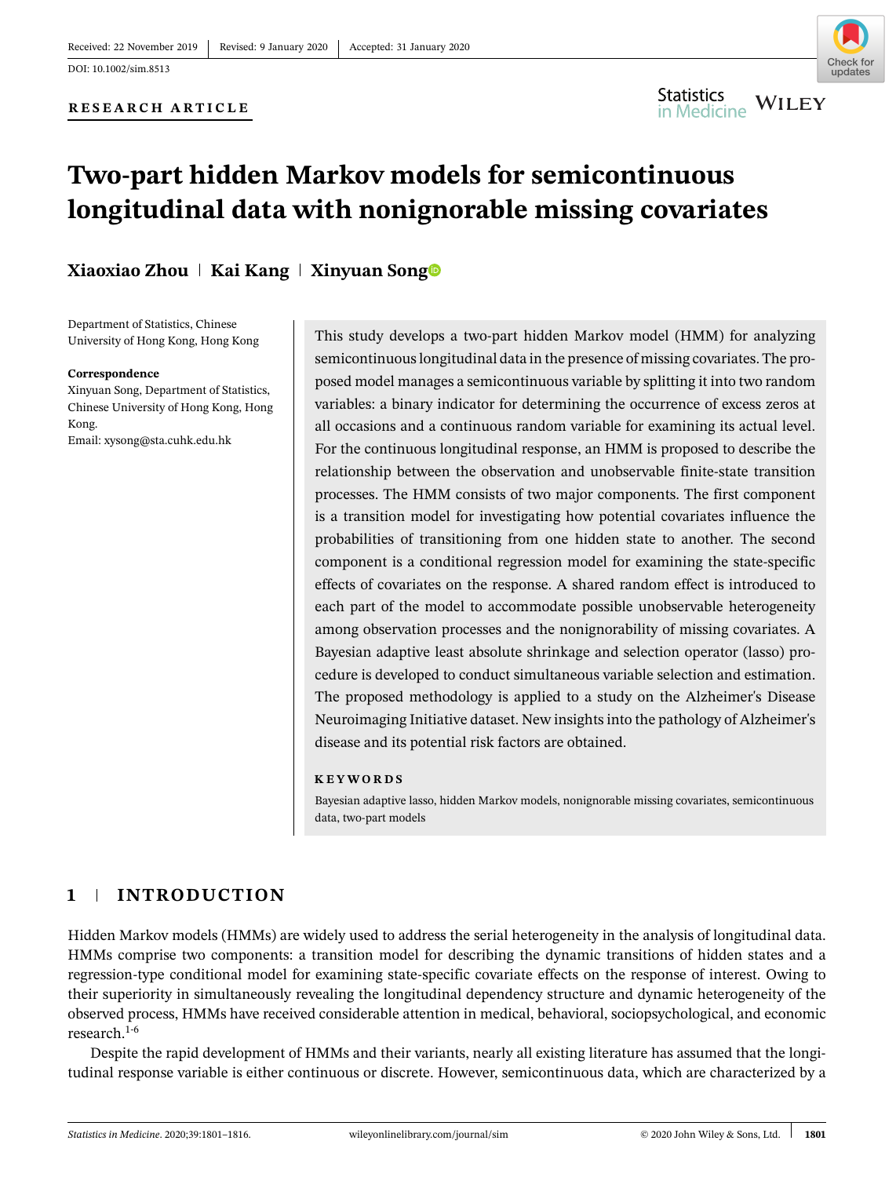Received: 22 November 2019 | Revised: 9 January 2020 | Accepted: 31 January 2020

DOI: 10.1002/sim.8513

**RESEARCH ARTICLE**

# Two-part hidden Markov models for semicontinuous longitudinal data with nonignorable missing covariates

**Xiaoxiao Zhou | Kai Kang | Xinyuan Song**

Department of Statistics, Chinese University of Hong Kong, Hong Kong

**Correspondence**
Xinyuan Song, Department of Statistics, Chinese University of Hong Kong, Hong Kong.
Email: xysong@sta.cuhk.edu.hk

This study develops a two-part hidden Markov model (HMM) for analyzing semicontinuous longitudinal data in the presence of missing covariates. The proposed model manages a semicontinuous variable by splitting it into two random variables: a binary indicator for determining the occurrence of excess zeros at all occasions and a continuous random variable for examining its actual level. For the continuous longitudinal response, an HMM is proposed to describe the relationship between the observation and unobservable finite-state transition processes. The HMM consists of two major components. The first component is a transition model for investigating how potential covariates influence the probabilities of transitioning from one hidden state to another. The second component is a conditional regression model for examining the state-specific effects of covariates on the response. A shared random effect is introduced to each part of the model to accommodate possible unobservable heterogeneity among observation processes and the nonignorability of missing covariates. A Bayesian adaptive least absolute shrinkage and selection operator (lasso) procedure is developed to conduct simultaneous variable selection and estimation. The proposed methodology is applied to a study on the Alzheimer's Disease Neuroimaging Initiative dataset. New insights into the pathology of Alzheimer's disease and its potential risk factors are obtained.

**KEYWORDS**

Bayesian adaptive lasso, hidden Markov models, nonignorable missing covariates, semicontinuous data, two-part models

## 1 | INTRODUCTION

Hidden Markov models (HMMs) are widely used to address the serial heterogeneity in the analysis of longitudinal data. HMMs comprise two components: a transition model for describing the dynamic transitions of hidden states and a regression-type conditional model for examining state-specific covariate effects on the response of interest. Owing to their superiority in simultaneously revealing the longitudinal dependency structure and dynamic heterogeneity of the observed process, HMMs have received considerable attention in medical, behavioral, sociopsychological, and economic research.[1-6]

Despite the rapid development of HMMs and their variants, nearly all existing literature has assumed that the longitudinal response variable is either continuous or discrete. However, semicontinuous data, which are characterized by a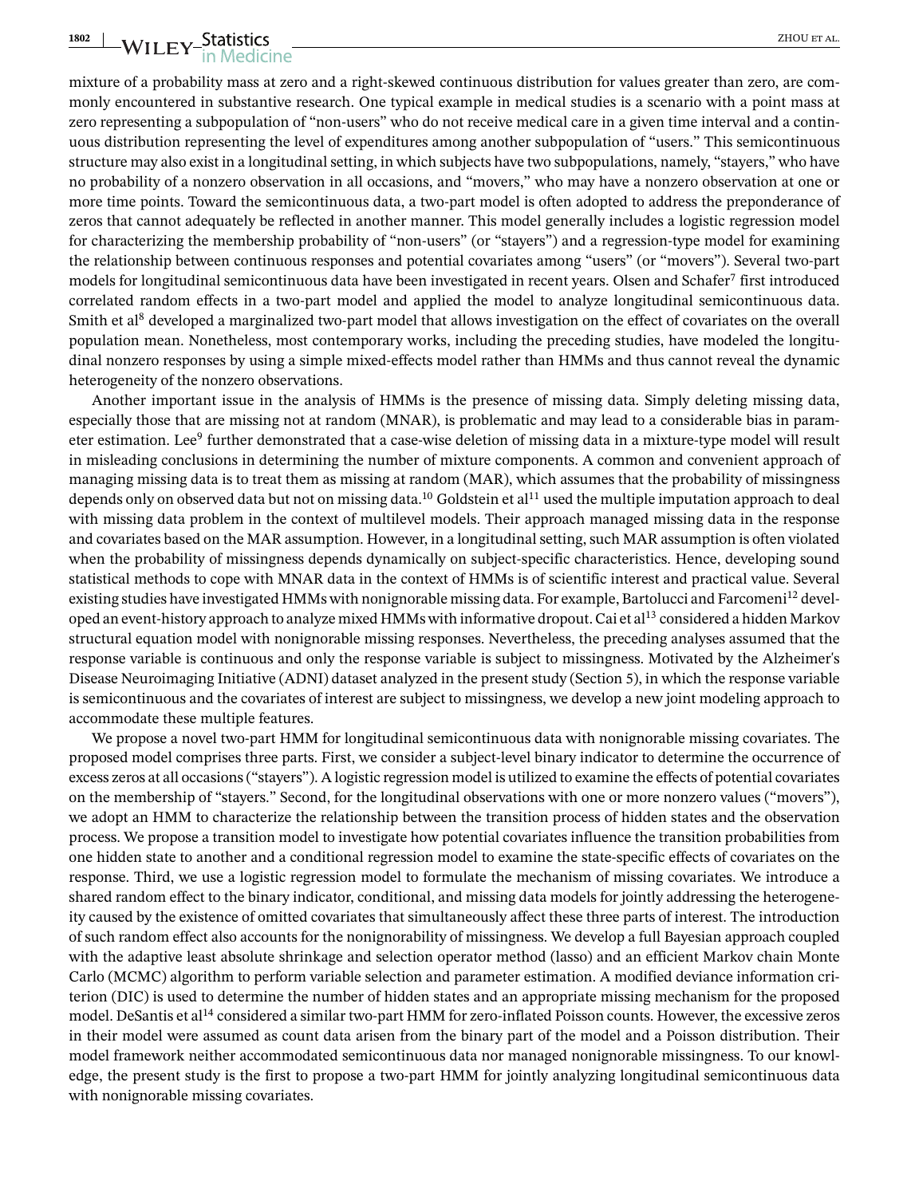mixture of a probability mass at zero and a right-skewed continuous distribution for values greater than zero, are commonly encountered in substantive research. One typical example in medical studies is a scenario with a point mass at zero representing a subpopulation of "non-users" who do not receive medical care in a given time interval and a continuous distribution representing the level of expenditures among another subpopulation of "users." This semicontinuous structure may also exist in a longitudinal setting, in which subjects have two subpopulations, namely, "stayers," who have no probability of a nonzero observation in all occasions, and "movers," who may have a nonzero observation at one or more time points. Toward the semicontinuous data, a two-part model is often adopted to address the preponderance of zeros that cannot adequately be reflected in another manner. This model generally includes a logistic regression model for characterizing the membership probability of "non-users" (or "stayers") and a regression-type model for examining the relationship between continuous responses and potential covariates among "users" (or "movers"). Several two-part models for longitudinal semicontinuous data have been investigated in recent years. Olsen and Schafer[7] first introduced correlated random effects in a two-part model and applied the model to analyze longitudinal semicontinuous data. Smith et al[8] developed a marginalized two-part model that allows investigation on the effect of covariates on the overall population mean. Nonetheless, most contemporary works, including the preceding studies, have modeled the longitudinal nonzero responses by using a simple mixed-effects model rather than HMMs and thus cannot reveal the dynamic heterogeneity of the nonzero observations.

Another important issue in the analysis of HMMs is the presence of missing data. Simply deleting missing data, especially those that are missing not at random (MNAR), is problematic and may lead to a considerable bias in parameter estimation. Lee[9] further demonstrated that a case-wise deletion of missing data in a mixture-type model will result in misleading conclusions in determining the number of mixture components. A common and convenient approach of managing missing data is to treat them as missing at random (MAR), which assumes that the probability of missingness depends only on observed data but not on missing data.[10] Goldstein et al[11] used the multiple imputation approach to deal with missing data problem in the context of multilevel models. Their approach managed missing data in the response and covariates based on the MAR assumption. However, in a longitudinal setting, such MAR assumption is often violated when the probability of missingness depends dynamically on subject-specific characteristics. Hence, developing sound statistical methods to cope with MNAR data in the context of HMMs is of scientific interest and practical value. Several existing studies have investigated HMMs with nonignorable missing data. For example, Bartolucci and Farcomeni[12] developed an event-history approach to analyze mixed HMMs with informative dropout. Cai et al[13] considered a hidden Markov structural equation model with nonignorable missing responses. Nevertheless, the preceding analyses assumed that the response variable is continuous and only the response variable is subject to missingness. Motivated by the Alzheimer's Disease Neuroimaging Initiative (ADNI) dataset analyzed in the present study (Section 5), in which the response variable is semicontinuous and the covariates of interest are subject to missingness, we develop a new joint modeling approach to accommodate these multiple features.

We propose a novel two-part HMM for longitudinal semicontinuous data with nonignorable missing covariates. The proposed model comprises three parts. First, we consider a subject-level binary indicator to determine the occurrence of excess zeros at all occasions ("stayers"). A logistic regression model is utilized to examine the effects of potential covariates on the membership of "stayers." Second, for the longitudinal observations with one or more nonzero values ("movers"), we adopt an HMM to characterize the relationship between the transition process of hidden states and the observation process. We propose a transition model to investigate how potential covariates influence the transition probabilities from one hidden state to another and a conditional regression model to examine the state-specific effects of covariates on the response. Third, we use a logistic regression model to formulate the mechanism of missing covariates. We introduce a shared random effect to the binary indicator, conditional, and missing data models for jointly addressing the heterogeneity caused by the existence of omitted covariates that simultaneously affect these three parts of interest. The introduction of such random effect also accounts for the nonignorability of missingness. We develop a full Bayesian approach coupled with the adaptive least absolute shrinkage and selection operator method (lasso) and an efficient Markov chain Monte Carlo (MCMC) algorithm to perform variable selection and parameter estimation. A modified deviance information criterion (DIC) is used to determine the number of hidden states and an appropriate missing mechanism for the proposed model. DeSantis et al[14] considered a similar two-part HMM for zero-inflated Poisson counts. However, the excessive zeros in their model were assumed as count data arisen from the binary part of the model and a Poisson distribution. Their model framework neither accommodated semicontinuous data nor managed nonignorable missingness. To our knowledge, the present study is the first to propose a two-part HMM for jointly analyzing longitudinal semicontinuous data with nonignorable missing covariates.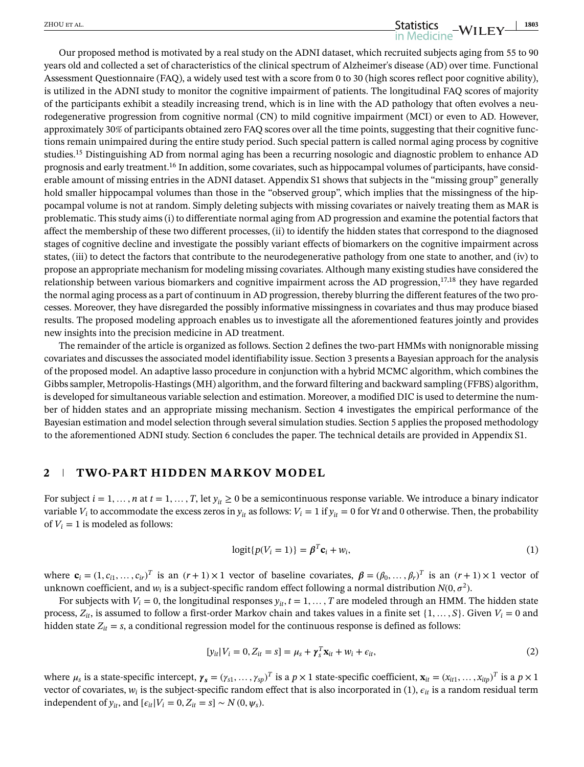Our proposed method is motivated by a real study on the ADNI dataset, which recruited subjects aging from 55 to 90 years old and collected a set of characteristics of the clinical spectrum of Alzheimer's disease (AD) over time. Functional Assessment Questionnaire (FAQ), a widely used test with a score from 0 to 30 (high scores reflect poor cognitive ability), is utilized in the ADNI study to monitor the cognitive impairment of patients. The longitudinal FAQ scores of majority of the participants exhibit a steadily increasing trend, which is in line with the AD pathology that often evolves a neurodegenerative progression from cognitive normal (CN) to mild cognitive impairment (MCI) or even to AD. However, approximately 30% of participants obtained zero FAQ scores over all the time points, suggesting that their cognitive functions remain unimpaired during the entire study period. Such special pattern is called normal aging process by cognitive studies.[15] Distinguishing AD from normal aging has been a recurring nosologic and diagnostic problem to enhance AD prognosis and early treatment.[16] In addition, some covariates, such as hippocampal volumes of participants, have considerable amount of missing entries in the ADNI dataset. Appendix S1 shows that subjects in the "missing group" generally hold smaller hippocampal volumes than those in the "observed group", which implies that the missingness of the hippocampal volume is not at random. Simply deleting subjects with missing covariates or naively treating them as MAR is problematic. This study aims (i) to differentiate normal aging from AD progression and examine the potential factors that affect the membership of these two different processes, (ii) to identify the hidden states that correspond to the diagnosed stages of cognitive decline and investigate the possibly variant effects of biomarkers on the cognitive impairment across states, (iii) to detect the factors that contribute to the neurodegenerative pathology from one state to another, and (iv) to propose an appropriate mechanism for modeling missing covariates. Although many existing studies have considered the relationship between various biomarkers and cognitive impairment across the AD progression,[17,18] they have regarded the normal aging process as a part of continuum in AD progression, thereby blurring the different features of the two processes. Moreover, they have disregarded the possibly informative missingness in covariates and thus may produce biased results. The proposed modeling approach enables us to investigate all the aforementioned features jointly and provides new insights into the precision medicine in AD treatment.

The remainder of the article is organized as follows. Section 2 defines the two-part HMMs with nonignorable missing covariates and discusses the associated model identifiability issue. Section 3 presents a Bayesian approach for the analysis of the proposed model. An adaptive lasso procedure in conjunction with a hybrid MCMC algorithm, which combines the Gibbs sampler, Metropolis-Hastings (MH) algorithm, and the forward filtering and backward sampling (FFBS) algorithm, is developed for simultaneous variable selection and estimation. Moreover, a modified DIC is used to determine the number of hidden states and an appropriate missing mechanism. Section 4 investigates the empirical performance of the Bayesian estimation and model selection through several simulation studies. Section 5 applies the proposed methodology to the aforementioned ADNI study. Section 6 concludes the paper. The technical details are provided in Appendix S1.

## 2 | TWO-PART HIDDEN MARKOV MODEL

For subject $i = 1, \dots, n$ at $t = 1, \dots, T$, let $y_{it} \geq 0$ be a semicontinuous response variable. We introduce a binary indicator variable $V_i$ to accommodate the excess zeros in $y_{it}$ as follows: $V_i = 1$ if $y_{it} = 0$ for $\forall t$ and 0 otherwise. Then, the probability of $V_i = 1$ is modeled as follows:

$$\text{logit}\{p(V_i = 1)\} = \boldsymbol{\beta}^T \mathbf{c}_i + w_i, \tag{1}$$

where $\mathbf{c}_i = (1, c_{i1}, \dots, c_{ir})^T$ is an $(r+1) \times 1$ vector of baseline covariates, $\boldsymbol{\beta} = (\beta_0, \dots, \beta_r)^T$ is an $(r+1) \times 1$ vector of unknown coefficient, and $w_i$ is a subject-specific random effect following a normal distribution $N(0, \sigma^2)$.

For subjects with $V_i = 0$, the longitudinal responses $y_{it}, t = 1, \dots, T$ are modeled through an HMM. The hidden state process, $Z_{it}$, is assumed to follow a first-order Markov chain and takes values in a finite set $\{1, \dots, S\}$. Given $V_i = 0$ and hidden state $Z_{it} = s$, a conditional regression model for the continuous response is defined as follows:

$$[y_{it} | V_i = 0, Z_{it} = s] = \mu_s + \boldsymbol{\gamma}_s^T \mathbf{x}_{it} + w_i + \epsilon_{it}, \tag{2}$$

where $\mu_s$ is a state-specific intercept, $\boldsymbol{\gamma}_s = (\gamma_{s1}, \dots, \gamma_{sp})^T$ is a $p \times 1$ state-specific coefficient, $\mathbf{x}_{it} = (x_{it1}, \dots, x_{itp})^T$ is a $p \times 1$ vector of covariates, $w_i$ is the subject-specific random effect that is also incorporated in (1), $\epsilon_{it}$ is a random residual term independent of $y_{it}$, and $[\epsilon_{it} | V_i = 0, Z_{it} = s] \sim N(0, \psi_s)$.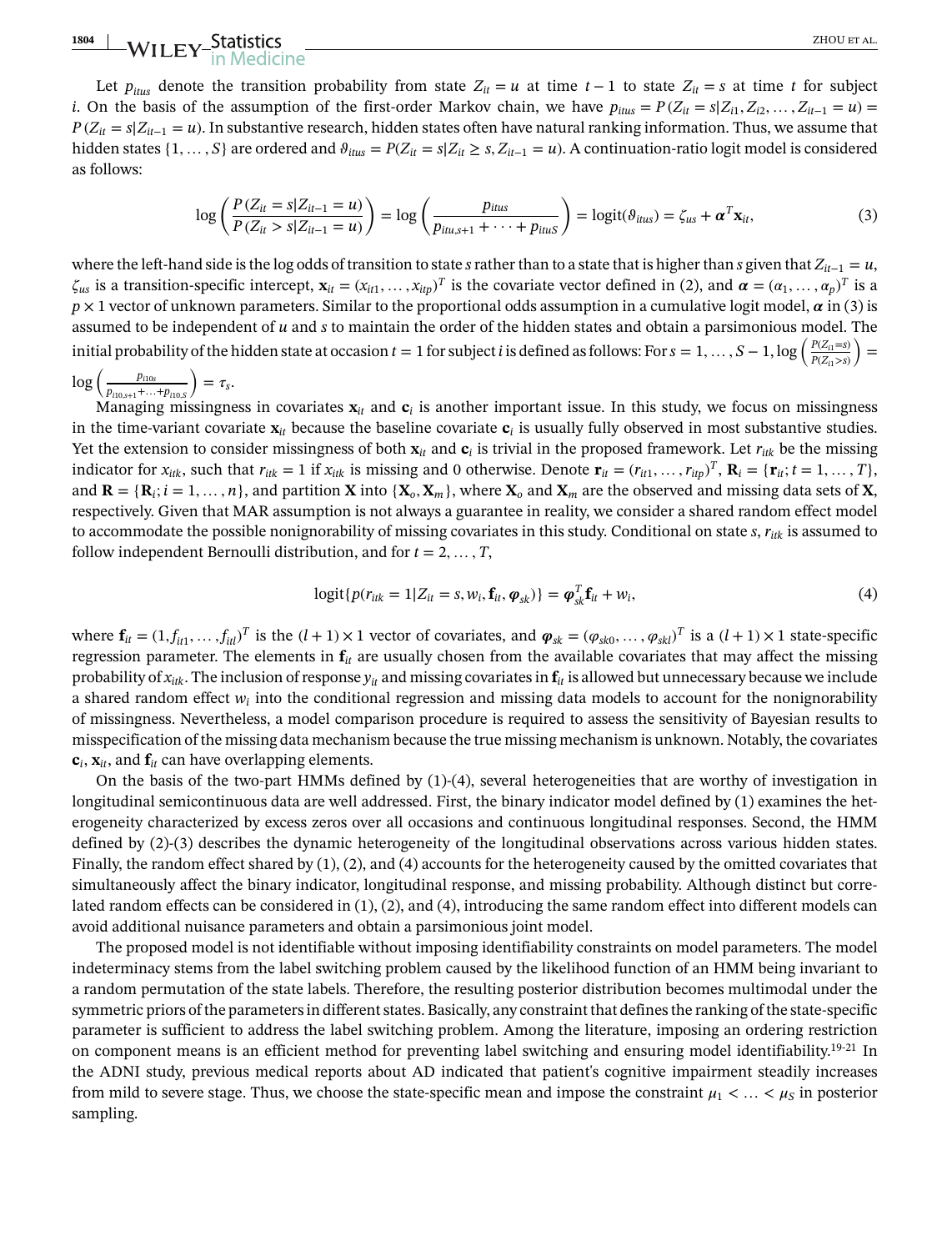Let $p_{itus}$ denote the transition probability from state $Z_{it} = u$ at time $t-1$ to state $Z_{it} = s$ at time $t$ for subject $i$. On the basis of the assumption of the first-order Markov chain, we have $p_{itus} = P(Z_{it} = s|Z_{i1}, Z_{i2}, \dots, Z_{it-1} = u) = P(Z_{it} = s|Z_{it-1} = u)$. In substantive research, hidden states often have natural ranking information. Thus, we assume that hidden states $\{1, \dots, S\}$ are ordered and $\vartheta_{itus} = P(Z_{it} = s|Z_{it} \geq s, Z_{it-1} = u)$. A continuation-ratio logit model is considered as follows:

$$\log\left(\frac{P(Z_{it} = s|Z_{it-1} = u)}{P(Z_{it} > s|Z_{it-1} = u)}\right) = \log\left(\frac{p_{itus}}{p_{itu,s+1} + \cdots + p_{ituS}}\right) = \text{logit}(\vartheta_{itus}) = \zeta_{us} + \boldsymbol{\alpha}^T\mathbf{x}_{it}, \tag{3}$$

where the left-hand side is the log odds of transition to state $s$ rather than to a state that is higher than $s$ given that $Z_{it-1} = u$, $\zeta_{us}$ is a transition-specific intercept, $\mathbf{x}_{it} = (x_{it1}, \dots, x_{itp})^T$ is the covariate vector defined in (2), and $\boldsymbol{\alpha} = (\alpha_1, \dots, \alpha_p)^T$ is a $p \times 1$ vector of unknown parameters. Similar to the proportional odds assumption in a cumulative logit model, $\boldsymbol{\alpha}$ in (3) is assumed to be independent of $u$ and $s$ to maintain the order of the hidden states and obtain a parsimonious model. The initial probability of the hidden state at occasion $t = 1$ for subject $i$ is defined as follows: For $s = 1, \dots, S-1$, $\log\left(\frac{P(Z_{i1}=s)}{P(Z_{i1}>s)}\right) = \log\left(\frac{p_{i10s}}{p_{i10,s+1}+\ldots+p_{i10,S}}\right) = \tau_s$.

Managing missingness in covariates $\mathbf{x}_{it}$ and $\mathbf{c}_i$ is another important issue. In this study, we focus on missingness in the time-variant covariate $\mathbf{x}_{it}$ because the baseline covariate $\mathbf{c}_i$ is usually fully observed in most substantive studies. Yet the extension to consider missingness of both $\mathbf{x}_{it}$ and $\mathbf{c}_i$ is trivial in the proposed framework. Let $r_{itk}$ be the missing indicator for $x_{itk}$, such that $r_{itk} = 1$ if $x_{itk}$ is missing and 0 otherwise. Denote $\mathbf{r}_{it} = (r_{it1}, \dots, r_{itp})^T$, $\mathbf{R}_i = \{\mathbf{r}_{it}; t = 1, \dots, T\}$, and $\mathbf{R} = \{\mathbf{R}_i; i = 1, \dots, n\}$, and partition $\mathbf{X}$ into $\{\mathbf{X}_o, \mathbf{X}_m\}$, where $\mathbf{X}_o$ and $\mathbf{X}_m$ are the observed and missing data sets of $\mathbf{X}$, respectively. Given that MAR assumption is not always a guarantee in reality, we consider a shared random effect model to accommodate the possible nonignorability of missing covariates in this study. Conditional on state $s$, $r_{itk}$ is assumed to follow independent Bernoulli distribution, and for $t = 2, \dots, T$,

$$\text{logit}\{p(r_{itk} = 1|Z_{it} = s, w_i, \mathbf{f}_{it}, \boldsymbol{\varphi}_{sk})\} = \boldsymbol{\varphi}_{sk}^T\mathbf{f}_{it} + w_i, \tag{4}$$

where $\mathbf{f}_{it} = (1, f_{it1}, \dots, f_{itl})^T$ is the $(l+1) \times 1$ vector of covariates, and $\boldsymbol{\varphi}_{sk} = (\varphi_{sk0}, \dots, \varphi_{skl})^T$ is a $(l+1) \times 1$ state-specific regression parameter. The elements in $\mathbf{f}_{it}$ are usually chosen from the available covariates that may affect the missing probability of $x_{itk}$. The inclusion of response $y_{it}$ and missing covariates in $\mathbf{f}_{it}$ is allowed but unnecessary because we include a shared random effect $w_i$ into the conditional regression and missing data models to account for the nonignorability of missingness. Nevertheless, a model comparison procedure is required to assess the sensitivity of Bayesian results to misspecification of the missing data mechanism because the true missing mechanism is unknown. Notably, the covariates $\mathbf{c}_i$, $\mathbf{x}_{it}$, and $\mathbf{f}_{it}$ can have overlapping elements.

On the basis of the two-part HMMs defined by (1)-(4), several heterogeneities that are worthy of investigation in longitudinal semicontinuous data are well addressed. First, the binary indicator model defined by (1) examines the heterogeneity characterized by excess zeros over all occasions and continuous longitudinal responses. Second, the HMM defined by (2)-(3) describes the dynamic heterogeneity of the longitudinal observations across various hidden states. Finally, the random effect shared by (1), (2), and (4) accounts for the heterogeneity caused by the omitted covariates that simultaneously affect the binary indicator, longitudinal response, and missing probability. Although distinct but correlated random effects can be considered in (1), (2), and (4), introducing the same random effect into different models can avoid additional nuisance parameters and obtain a parsimonious joint model.

The proposed model is not identifiable without imposing identifiability constraints on model parameters. The model indeterminacy stems from the label switching problem caused by the likelihood function of an HMM being invariant to a random permutation of the state labels. Therefore, the resulting posterior distribution becomes multimodal under the symmetric priors of the parameters in different states. Basically, any constraint that defines the ranking of the state-specific parameter is sufficient to address the label switching problem. Among the literature, imposing an ordering restriction on component means is an efficient method for preventing label switching and ensuring model identifiability.[19-21] In the ADNI study, previous medical reports about AD indicated that patient's cognitive impairment steadily increases from mild to severe stage. Thus, we choose the state-specific mean and impose the constraint $\mu_1 < \ldots < \mu_S$ in posterior sampling.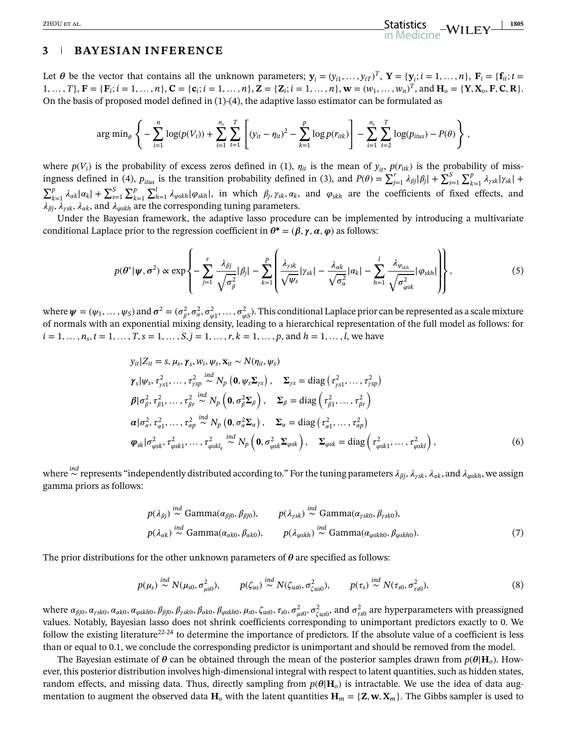## 3 | BAYESIAN INFERENCE

Let $\boldsymbol{\theta}$ be the vector that contains all the unknown parameters; $\mathbf{y}_i = (y_{i1}, \ldots, y_{iT})^T$, $\mathbf{Y} = \{\mathbf{y}_i; i = 1, \ldots, n\}$, $\mathbf{F}_i = \{\mathbf{f}_{it}; t = 1, \ldots, T\}$, $\mathbf{F} = \{\mathbf{F}_i; i = 1, \ldots, n\}$, $\mathbf{C} = \{\mathbf{c}_i; i = 1, \ldots, n\}$, $\mathbf{Z} = \{\mathbf{Z}_i; i = 1, \ldots, n\}$, $\mathbf{w} = (w_1, \ldots, w_n)^T$, and $\mathbf{H}_o = \{\mathbf{Y}, \mathbf{X}_o, \mathbf{F}, \mathbf{C}, \mathbf{R}\}$. On the basis of proposed model defined in (1)-(4), the adaptive lasso estimator can be formulated as

$$
\arg\min_{\theta} \left\{ -\sum_{i=1}^{n} \log(p(V_i)) + \sum_{i=1}^{n_s} \sum_{t=1}^{T} \left[ (y_{it} - \eta_{it})^2 - \sum_{k=1}^{p} \log p(r_{itk}) \right] - \sum_{i=1}^{n_s} \sum_{t=2}^{T} \log(p_{itus}) - P(\theta) \right\},
$$

where $p(V_i)$ is the probability of excess zeros defined in (1), $\eta_{it}$ is the mean of $y_{it}$, $p(r_{itk})$ is the probability of missingness defined in (4), $p_{itus}$ is the transition probability defined in (3), and $P(\theta) = \sum_{j=1}^{r} \lambda_{\beta j} |\beta_j| + \sum_{s=1}^{S} \sum_{k=1}^{p} \lambda_{\gamma sk} |\gamma_{sk}| + \sum_{k=1}^{p} \lambda_{\alpha k} |\alpha_k| + \sum_{s=1}^{S} \sum_{k=1}^{p} \sum_{h=1}^{l} \lambda_{\varphi skh} |\varphi_{skh}|$, in which $\beta_j, \gamma_{sk}, \alpha_k$, and $\varphi_{skh}$ are the coefficients of fixed effects, and $\lambda_{\beta j}$, $\lambda_{\gamma sk}$, $\lambda_{\alpha k}$, and $\lambda_{\varphi skh}$ are the corresponding tuning parameters.

Under the Bayesian framework, the adaptive lasso procedure can be implemented by introducing a multivariate conditional Laplace prior to the regression coefficient in $\boldsymbol{\theta}^* = (\boldsymbol{\beta}, \boldsymbol{\gamma}, \boldsymbol{\alpha}, \boldsymbol{\varphi})$ as follows:

$$
p(\boldsymbol{\theta}^* | \boldsymbol{\psi}, \boldsymbol{\sigma}^2) \propto \exp\left\{ -\sum_{j=1}^{r} \frac{\lambda_{\beta j}}{\sqrt{\sigma_\beta^2}} |\beta_j| - \sum_{k=1}^{p} \left( \frac{\lambda_{\gamma sk}}{\sqrt{\psi_s}} |\gamma_{sk}| - \frac{\lambda_{\alpha k}}{\sqrt{\sigma_\alpha^2}} |\alpha_k| - \sum_{h=1}^{l} \frac{\lambda_{\varphi_{skh}}}{\sqrt{\sigma_{\varphi sk}^2}} |\varphi_{skh}| \right) \right\}, \tag{5}
$$

where $\boldsymbol{\psi} = (\psi_1, \ldots, \psi_S)$ and $\boldsymbol{\sigma}^2 = (\sigma_\beta^2, \sigma_\alpha^2, \sigma_{\varphi 1}^2, \ldots, \sigma_{\varphi S}^2)$. This conditional Laplace prior can be represented as a scale mixture of normals with an exponential mixing density, leading to a hierarchical representation of the full model as follows: for $i = 1, \ldots, n_s$, $t = 1, \ldots, T$, $s = 1, \ldots, S$, $j = 1, \ldots, r$, $k = 1, \ldots, p$, and $h = 1, \ldots, l$, we have

$$
\begin{aligned}
& y_{it} | Z_{it} = s, \mu_s, \boldsymbol{\gamma}_s, w_i, \psi_s, \mathbf{x}_{it} \sim N(\eta_{it}, \psi_s) \\
& \boldsymbol{\gamma}_s | \psi_s, \tau_{\gamma s1}^2, \ldots, \tau_{\gamma sp}^2 \overset{ind}{\sim} N_p\left(\mathbf{0}, \psi_s \boldsymbol{\Sigma}_{\gamma s}\right), \quad \boldsymbol{\Sigma}_{\gamma s} = \text{diag}\left(\tau_{\gamma s1}^2, \ldots, \tau_{\gamma sp}^2\right) \\
& \boldsymbol{\beta} | \sigma_\beta^2, \tau_{\beta 1}^2, \ldots, \tau_{\beta r}^2 \overset{ind}{\sim} N_p\left(\mathbf{0}, \sigma_\beta^2 \boldsymbol{\Sigma}_\beta\right), \quad \boldsymbol{\Sigma}_\beta = \text{diag}\left(\tau_{\beta 1}^2, \ldots, \tau_{\beta r}^2\right) \\
& \boldsymbol{\alpha} | \sigma_\alpha^2, \tau_{\alpha 1}^2, \ldots, \tau_{\alpha p}^2 \overset{ind}{\sim} N_p\left(\mathbf{0}, \sigma_\alpha^2 \boldsymbol{\Sigma}_\alpha\right), \quad \boldsymbol{\Sigma}_\alpha = \text{diag}\left(\tau_{\alpha 1}^2, \ldots, \tau_{\alpha p}^2\right) \\
& \boldsymbol{\varphi}_{sk} | \sigma_{\varphi sk}^2, \tau_{\varphi sk1}^2, \ldots, \tau_{\varphi skl_k}^2 \overset{ind}{\sim} N_p\left(\mathbf{0}, \sigma_{\varphi sk}^2 \boldsymbol{\Sigma}_{\varphi sk}\right), \quad \boldsymbol{\Sigma}_{\varphi sk} = \text{diag}\left(\tau_{\varphi sk1}^2, \ldots, \tau_{\varphi skl}^2\right),
\end{aligned} \tag{6}
$$

where $\overset{ind}{\sim}$ represents "independently distributed according to." For the tuning parameters $\lambda_{\beta j}$, $\lambda_{\gamma sk}$, $\lambda_{\alpha k}$, and $\lambda_{\varphi skh}$, we assign gamma priors as follows:

$$
\begin{aligned}
p(\lambda_{\beta j}) &\overset{ind}{\sim} \text{Gamma}(\alpha_{\beta j0}, \beta_{\beta j0}), \qquad p(\lambda_{\gamma sk}) \overset{ind}{\sim} \text{Gamma}(\alpha_{\gamma sk0}, \beta_{\gamma sk0}), \\
p(\lambda_{\alpha k}) &\overset{ind}{\sim} \text{Gamma}(\alpha_{\alpha k0}, \beta_{\alpha k0}), \qquad p(\lambda_{\varphi skh}) \overset{ind}{\sim} \text{Gamma}(\alpha_{\varphi skh0}, \beta_{\varphi skh0}).
\end{aligned} \tag{7}
$$

The prior distributions for the other unknown parameters of $\boldsymbol{\theta}$ are specified as follows:

$$
p(\mu_s) \overset{ind}{\sim} N(\mu_{s0}, \sigma_{\mu s0}^2), \qquad p(\zeta_{us}) \overset{ind}{\sim} N(\zeta_{us0}, \sigma_{\zeta us0}^2), \qquad p(\tau_s) \overset{ind}{\sim} N(\tau_{s0}, \sigma_{\tau s0}^2), \tag{8}
$$

where $\alpha_{\beta j0}, \alpha_{\gamma sk0}, \alpha_{\alpha k0}, \alpha_{\varphi skh0}, \beta_{\beta j0}, \beta_{\gamma sk0}, \beta_{\alpha k0}, \beta_{\varphi skh0}, \mu_{s0}, \zeta_{us0}, \tau_{s0}, \sigma_{\mu s0}^2, \sigma_{\zeta us0}^2$, and $\sigma_{\tau s0}^2$ are hyperparameters with preassigned values. Notably, Bayesian lasso does not shrink coefficients corresponding to unimportant predictors exactly to 0. We follow the existing literature[22-24] to determine the importance of predictors. If the absolute value of a coefficient is less than or equal to 0.1, we conclude the corresponding predictor is unimportant and should be removed from the model.

The Bayesian estimate of $\boldsymbol{\theta}$ can be obtained through the mean of the posterior samples drawn from $p(\boldsymbol{\theta}|\mathbf{H}_o)$. However, this posterior distribution involves high-dimensional integral with respect to latent quantities, such as hidden states, random effects, and missing data. Thus, directly sampling from $p(\boldsymbol{\theta}|\mathbf{H}_o)$ is intractable. We use the idea of data augmentation to augment the observed data $\mathbf{H}_o$ with the latent quantities $\mathbf{H}_m = \{\mathbf{Z}, \mathbf{w}, \mathbf{X}_m\}$. The Gibbs sampler is used to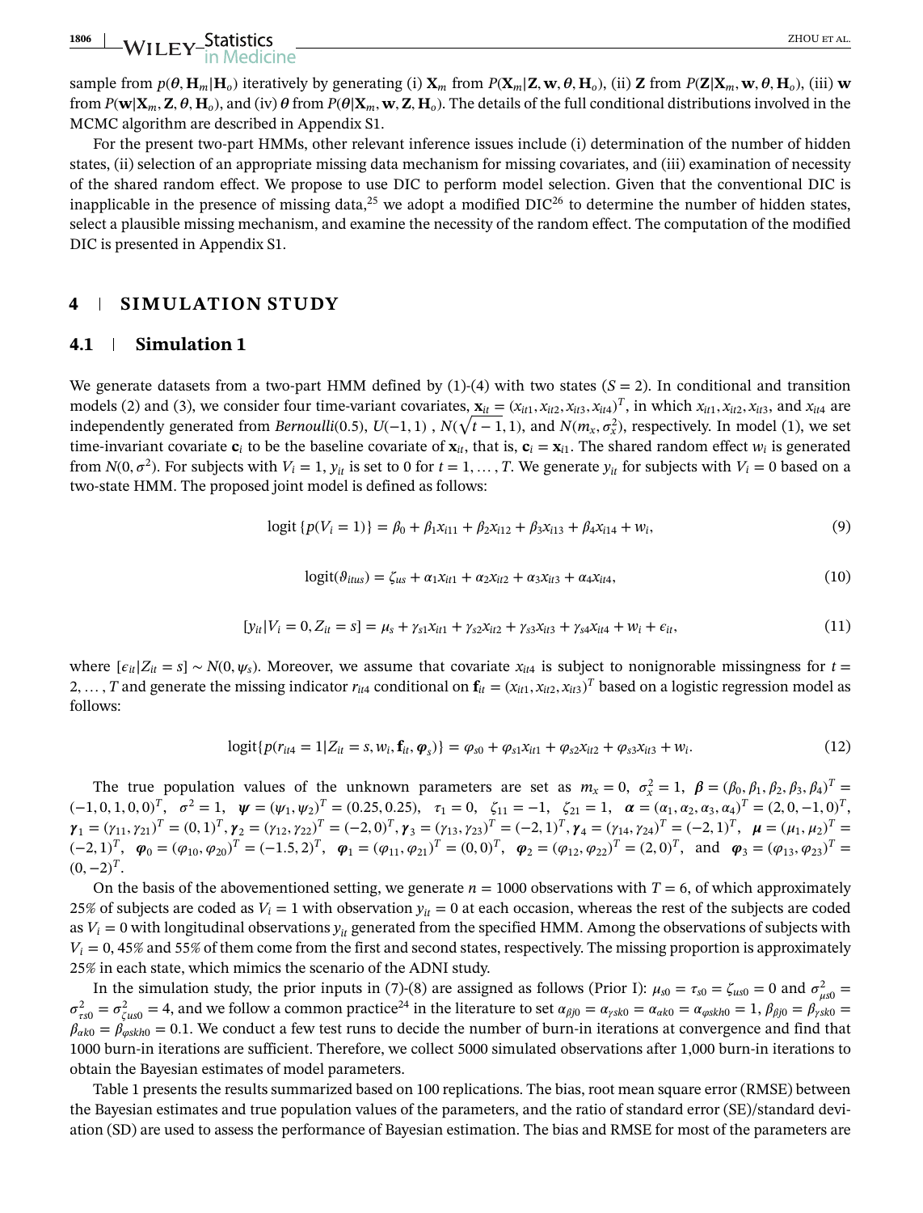sample from $p(\boldsymbol{\theta}, \mathbf{H}_m|\mathbf{H}_o)$ iteratively by generating (i) $\mathbf{X}_m$ from $P(\mathbf{X}_m|\mathbf{Z}, \mathbf{w}, \boldsymbol{\theta}, \mathbf{H}_o)$, (ii) $\mathbf{Z}$ from $P(\mathbf{Z}|\mathbf{X}_m, \mathbf{w}, \boldsymbol{\theta}, \mathbf{H}_o)$, (iii) $\mathbf{w}$ from $P(\mathbf{w}|\mathbf{X}_m, \mathbf{Z}, \boldsymbol{\theta}, \mathbf{H}_o)$, and (iv) $\boldsymbol{\theta}$ from $P(\boldsymbol{\theta}|\mathbf{X}_m, \mathbf{w}, \mathbf{Z}, \mathbf{H}_o)$. The details of the full conditional distributions involved in the MCMC algorithm are described in Appendix S1.

For the present two-part HMMs, other relevant inference issues include (i) determination of the number of hidden states, (ii) selection of an appropriate missing data mechanism for missing covariates, and (iii) examination of necessity of the shared random effect. We propose to use DIC to perform model selection. Given that the conventional DIC is inapplicable in the presence of missing data,[25] we adopt a modified DIC[26] to determine the number of hidden states, select a plausible missing mechanism, and examine the necessity of the random effect. The computation of the modified DIC is presented in Appendix S1.

## 4 | SIMULATION STUDY

### 4.1 | Simulation 1

We generate datasets from a two-part HMM defined by (1)-(4) with two states ($S = 2$). In conditional and transition models (2) and (3), we consider four time-variant covariates, $\mathbf{x}_{it} = (x_{it1}, x_{it2}, x_{it3}, x_{it4})^T$, in which $x_{it1}, x_{it2}, x_{it3}$, and $x_{it4}$ are independently generated from *Bernoulli*(0.5), $U(-1, 1)$ , $N(\sqrt{t-1}, 1)$, and $N(m_x, \sigma_x^2)$, respectively. In model (1), we set time-invariant covariate $\mathbf{c}_i$ to be the baseline covariate of $\mathbf{x}_{it}$, that is, $\mathbf{c}_i = \mathbf{x}_{i1}$. The shared random effect $w_i$ is generated from $N(0, \sigma^2)$. For subjects with $V_i = 1$, $y_{it}$ is set to 0 for $t = 1, \ldots, T$. We generate $y_{it}$ for subjects with $V_i = 0$ based on a two-state HMM. The proposed joint model is defined as follows:

$$\text{logit}\{p(V_i = 1)\} = \beta_0 + \beta_1 x_{i11} + \beta_2 x_{i12} + \beta_3 x_{i13} + \beta_4 x_{i14} + w_i, \tag{9}$$

$$\text{logit}(\vartheta_{itus}) = \zeta_{us} + \alpha_1 x_{it1} + \alpha_2 x_{it2} + \alpha_3 x_{it3} + \alpha_4 x_{it4}, \tag{10}$$

$$[y_{it}|V_i = 0, Z_{it} = s] = \mu_s + \gamma_{s1} x_{it1} + \gamma_{s2} x_{it2} + \gamma_{s3} x_{it3} + \gamma_{s4} x_{it4} + w_i + \epsilon_{it}, \tag{11}$$

where $[\epsilon_{it}|Z_{it} = s] \sim N(0, \psi_s)$. Moreover, we assume that covariate $x_{it4}$ is subject to nonignorable missingness for $t = 2, \ldots, T$ and generate the missing indicator $r_{it4}$ conditional on $\mathbf{f}_{it} = (x_{it1}, x_{it2}, x_{it3})^T$ based on a logistic regression model as follows:

$$\text{logit}\{p(r_{it4} = 1|Z_{it} = s, w_i, \mathbf{f}_{it}, \boldsymbol{\varphi}_s)\} = \varphi_{s0} + \varphi_{s1} x_{it1} + \varphi_{s2} x_{it2} + \varphi_{s3} x_{it3} + w_i. \tag{12}$$

The true population values of the unknown parameters are set as $m_x = 0$, $\sigma_x^2 = 1$, $\boldsymbol{\beta} = (\beta_0, \beta_1, \beta_2, \beta_3, \beta_4)^T = (-1, 0, 1, 0, 0)^T$, $\sigma^2 = 1$, $\boldsymbol{\psi} = (\psi_1, \psi_2)^T = (0.25, 0.25)$, $\tau_1 = 0$, $\zeta_{11} = -1$, $\zeta_{21} = 1$, $\boldsymbol{\alpha} = (\alpha_1, \alpha_2, \alpha_3, \alpha_4)^T = (2, 0, -1, 0)^T$, $\boldsymbol{\gamma}_1 = (\gamma_{11}, \gamma_{21})^T = (0, 1)^T$, $\boldsymbol{\gamma}_2 = (\gamma_{12}, \gamma_{22})^T = (-2, 0)^T$, $\boldsymbol{\gamma}_3 = (\gamma_{13}, \gamma_{23})^T = (-2, 1)^T$, $\boldsymbol{\gamma}_4 = (\gamma_{14}, \gamma_{24})^T = (-2, 1)^T$, $\boldsymbol{\mu} = (\mu_1, \mu_2)^T = (-2, 1)^T$, $\boldsymbol{\varphi}_0 = (\varphi_{10}, \varphi_{20})^T = (-1.5, 2)^T$, $\boldsymbol{\varphi}_1 = (\varphi_{11}, \varphi_{21})^T = (0, 0)^T$, $\boldsymbol{\varphi}_2 = (\varphi_{12}, \varphi_{22})^T = (2, 0)^T$, and $\boldsymbol{\varphi}_3 = (\varphi_{13}, \varphi_{23})^T = (0, -2)^T$.

On the basis of the abovementioned setting, we generate $n = 1000$ observations with $T = 6$, of which approximately 25% of subjects are coded as $V_i = 1$ with observation $y_{it} = 0$ at each occasion, whereas the rest of the subjects are coded as $V_i = 0$ with longitudinal observations $y_{it}$ generated from the specified HMM. Among the observations of subjects with $V_i = 0$, 45% and 55% of them come from the first and second states, respectively. The missing proportion is approximately 25% in each state, which mimics the scenario of the ADNI study.

In the simulation study, the prior inputs in (7)-(8) are assigned as follows (Prior I): $\mu_{s0} = \tau_{s0} = \zeta_{us0} = 0$ and $\sigma_{\mu s0}^2 = \sigma_{\tau s0}^2 = \sigma_{\zeta us0}^2 = 4$, and we follow a common practice[24] in the literature to set $\alpha_{\beta j0} = \alpha_{\gamma sk0} = \alpha_{\alpha k0} = \alpha_{\varphi skh0} = 1$, $\beta_{\beta j0} = \beta_{\gamma sk0} = \beta_{\alpha k0} = \beta_{\varphi skh0} = 0.1$. We conduct a few test runs to decide the number of burn-in iterations at convergence and find that 1000 burn-in iterations are sufficient. Therefore, we collect 5000 simulated observations after 1,000 burn-in iterations to obtain the Bayesian estimates of model parameters.

Table 1 presents the results summarized based on 100 replications. The bias, root mean square error (RMSE) between the Bayesian estimates and true population values of the parameters, and the ratio of standard error (SE)/standard deviation (SD) are used to assess the performance of Bayesian estimation. The bias and RMSE for most of the parameters are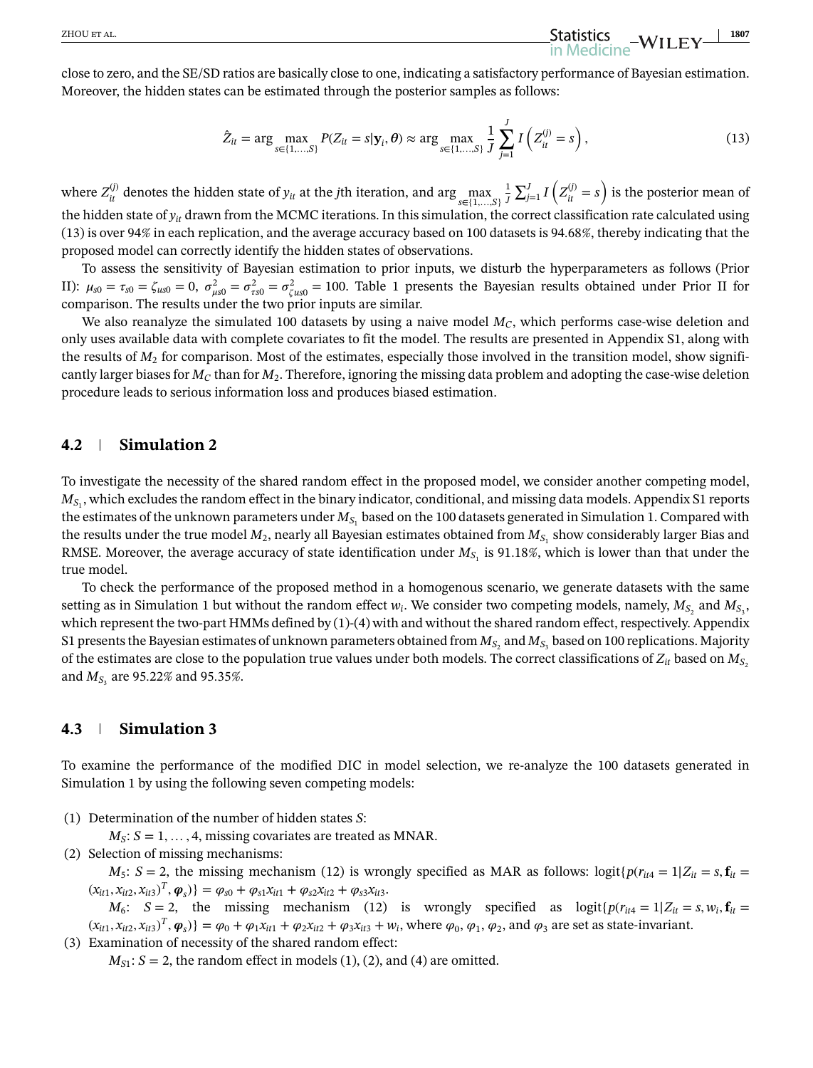close to zero, and the SE/SD ratios are basically close to one, indicating a satisfactory performance of Bayesian estimation. Moreover, the hidden states can be estimated through the posterior samples as follows:

$$
\hat{Z}_{it} = \arg\max_{s\in\{1,\ldots,S\}} P(Z_{it} = s|\mathbf{y}_i, \boldsymbol{\theta}) \approx \arg\max_{s\in\{1,\ldots,S\}} \frac{1}{J}\sum_{j=1}^{J} I\left(Z_{it}^{(j)} = s\right), \tag{13}
$$

where $Z_{it}^{(j)}$ denotes the hidden state of $y_{it}$ at the $j$th iteration, and $\arg\max_{s\in\{1,\ldots,S\}} \frac{1}{J}\sum_{j=1}^{J} I\left(Z_{it}^{(j)} = s\right)$ is the posterior mean of the hidden state of $y_{it}$ drawn from the MCMC iterations. In this simulation, the correct classification rate calculated using (13) is over 94% in each replication, and the average accuracy based on 100 datasets is 94.68%, thereby indicating that the proposed model can correctly identify the hidden states of observations.

To assess the sensitivity of Bayesian estimation to prior inputs, we disturb the hyperparameters as follows (Prior II): $\mu_{s0} = \tau_{s0} = \zeta_{us0} = 0$, $\sigma^2_{\mu s0} = \sigma^2_{\tau s0} = \sigma^2_{\zeta us0} = 100$. Table 1 presents the Bayesian results obtained under Prior II for comparison. The results under the two prior inputs are similar.

We also reanalyze the simulated 100 datasets by using a naive model $M_C$, which performs case-wise deletion and only uses available data with complete covariates to fit the model. The results are presented in Appendix S1, along with the results of $M_2$ for comparison. Most of the estimates, especially those involved in the transition model, show significantly larger biases for $M_C$ than for $M_2$. Therefore, ignoring the missing data problem and adopting the case-wise deletion procedure leads to serious information loss and produces biased estimation.

## 4.2 | Simulation 2

To investigate the necessity of the shared random effect in the proposed model, we consider another competing model, $M_{S_1}$, which excludes the random effect in the binary indicator, conditional, and missing data models. Appendix S1 reports the estimates of the unknown parameters under $M_{S_1}$ based on the 100 datasets generated in Simulation 1. Compared with the results under the true model $M_2$, nearly all Bayesian estimates obtained from $M_{S_1}$ show considerably larger Bias and RMSE. Moreover, the average accuracy of state identification under $M_{S_1}$ is 91.18%, which is lower than that under the true model.

To check the performance of the proposed method in a homogenous scenario, we generate datasets with the same setting as in Simulation 1 but without the random effect $w_i$. We consider two competing models, namely, $M_{S_2}$ and $M_{S_3}$, which represent the two-part HMMs defined by (1)-(4) with and without the shared random effect, respectively. Appendix S1 presents the Bayesian estimates of unknown parameters obtained from $M_{S_2}$ and $M_{S_3}$ based on 100 replications. Majority of the estimates are close to the population true values under both models. The correct classifications of $Z_{it}$ based on $M_{S_2}$ and $M_{S_3}$ are 95.22% and 95.35%.

## 4.3 | Simulation 3

To examine the performance of the modified DIC in model selection, we re-analyze the 100 datasets generated in Simulation 1 by using the following seven competing models:

(1) Determination of the number of hidden states $S$:

   $M_S$: $S = 1, \ldots, 4$, missing covariates are treated as MNAR.

(2) Selection of missing mechanisms:

   $M_5$: $S = 2$, the missing mechanism (12) is wrongly specified as MAR as follows: $\text{logit}\{p(r_{it4} = 1|Z_{it} = s, \mathbf{f}_{it} = (x_{it1}, x_{it2}, x_{it3})^T, \boldsymbol{\varphi}_s)\} = \varphi_{s0} + \varphi_{s1}x_{it1} + \varphi_{s2}x_{it2} + \varphi_{s3}x_{it3}$.

   $M_6$: $S = 2$, the missing mechanism (12) is wrongly specified as $\text{logit}\{p(r_{it4} = 1|Z_{it} = s, w_i, \mathbf{f}_{it} = (x_{it1}, x_{it2}, x_{it3})^T, \boldsymbol{\varphi}_s)\} = \varphi_0 + \varphi_1 x_{it1} + \varphi_2 x_{it2} + \varphi_3 x_{it3} + w_i$, where $\varphi_0$, $\varphi_1$, $\varphi_2$, and $\varphi_3$ are set as state-invariant.

(3) Examination of necessity of the shared random effect:

   $M_{S1}$: $S = 2$, the random effect in models (1), (2), and (4) are omitted.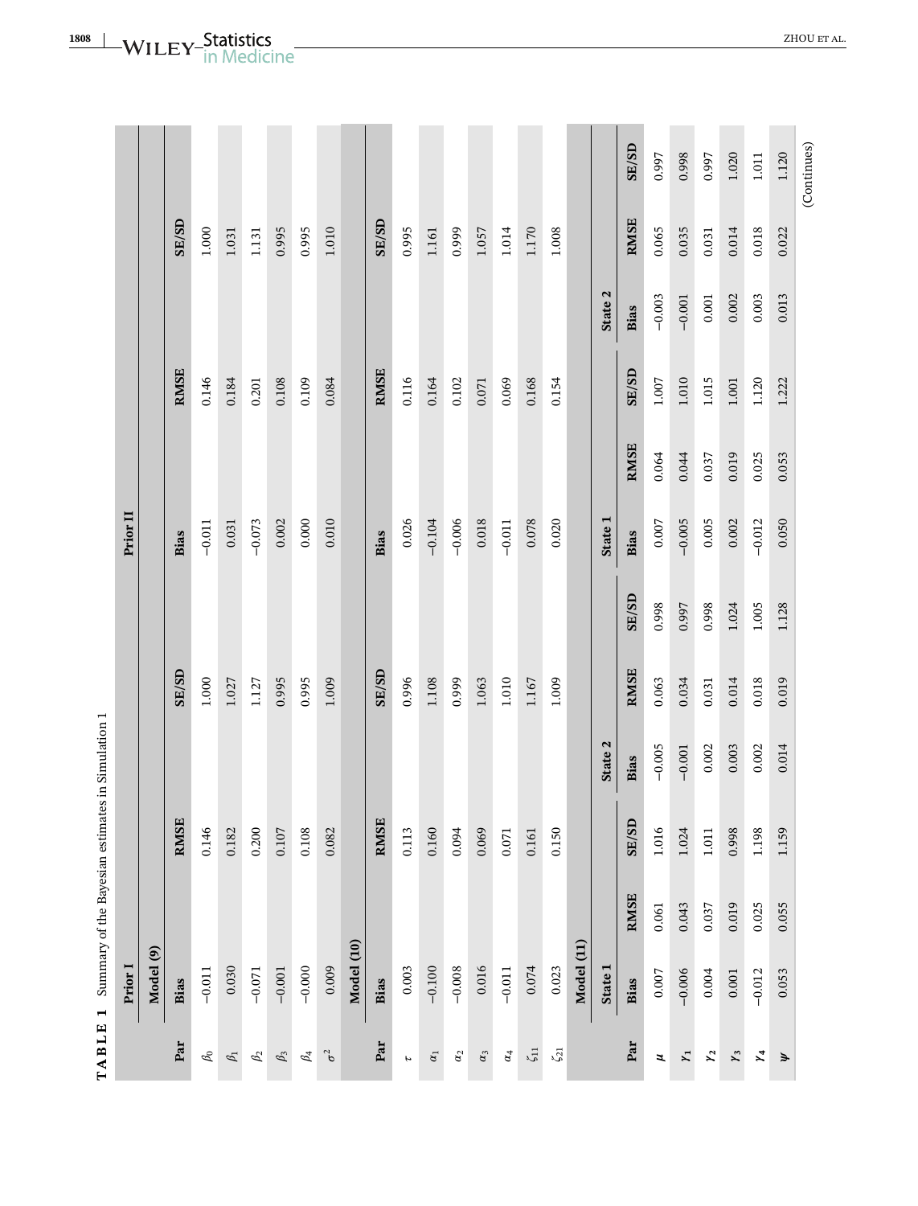**TABLE 1** Summary of the Bayesian estimates in Simulation 1

| | Prior I | | | Prior II | | |
|---|---|---|---|---|---|---|
| | Model (9) | | | | | |
| Par | Bias | RMSE | SE/SD | Bias | RMSE | SE/SD |
| $\beta_0$ | −0.011 | 0.146 | 1.000 | −0.011 | 0.146 | 1.000 |
| $\beta_1$ | 0.030 | 0.182 | 1.027 | 0.031 | 0.184 | 1.031 |
| $\beta_2$ | −0.071 | 0.200 | 1.127 | −0.073 | 0.201 | 1.131 |
| $\beta_3$ | −0.001 | 0.107 | 0.995 | 0.002 | 0.108 | 0.995 |
| $\beta_4$ | −0.000 | 0.108 | 0.995 | 0.000 | 0.109 | 0.995 |
| $\sigma^2$ | 0.009 | 0.082 | 1.009 | 0.010 | 0.084 | 1.010 |
| | Model (10) | | | | | |
| Par | Bias | RMSE | SE/SD | Bias | RMSE | SE/SD |
| $\tau$ | 0.003 | 0.113 | 0.996 | 0.026 | 0.116 | 0.995 |
| $\alpha_1$ | −0.100 | 0.160 | 1.108 | −0.104 | 0.164 | 1.161 |
| $\alpha_2$ | −0.008 | 0.094 | 0.999 | −0.006 | 0.102 | 0.999 |
| $\alpha_3$ | 0.016 | 0.069 | 1.063 | 0.018 | 0.071 | 1.057 |
| $\alpha_4$ | −0.011 | 0.071 | 1.010 | −0.011 | 0.069 | 1.014 |
| $\zeta_{11}$ | 0.074 | 0.161 | 1.167 | 0.078 | 0.168 | 1.170 |
| $\zeta_{21}$ | 0.023 | 0.150 | 1.009 | 0.020 | 0.154 | 1.008 |

| | Model (11) | | | | | | | | | | | |
|---|---|---|---|---|---|---|---|---|---|---|---|---|
| | State 1 | | | State 2 | | | State 1 | | | State 2 | | |
| Par | Bias | RMSE | SE/SD | Bias | RMSE | SE/SD | Bias | RMSE | SE/SD | Bias | RMSE | SE/SD |
| $\boldsymbol{\mu}$ | 0.007 | 0.061 | 1.016 | −0.005 | 0.063 | 0.998 | 0.007 | 0.064 | 1.007 | −0.003 | 0.065 | 0.997 |
| $\boldsymbol{\gamma}_1$ | −0.006 | 0.043 | 1.024 | −0.001 | 0.034 | 0.997 | −0.005 | 0.044 | 1.010 | −0.001 | 0.035 | 0.998 |
| $\boldsymbol{\gamma}_2$ | 0.004 | 0.037 | 1.011 | 0.002 | 0.031 | 0.998 | 0.005 | 0.037 | 1.015 | 0.001 | 0.031 | 0.997 |
| $\boldsymbol{\gamma}_3$ | 0.001 | 0.019 | 0.998 | 0.003 | 0.014 | 1.024 | 0.002 | 0.019 | 1.001 | 0.002 | 0.014 | 1.020 |
| $\boldsymbol{\gamma}_4$ | −0.012 | 0.025 | 1.198 | 0.002 | 0.018 | 1.005 | −0.012 | 0.025 | 1.120 | 0.003 | 0.018 | 1.011 |
| $\boldsymbol{\psi}$ | 0.053 | 0.055 | 1.159 | 0.014 | 0.019 | 1.128 | 0.050 | 0.053 | 1.222 | 0.013 | 0.022 | 1.120 |

(Continues)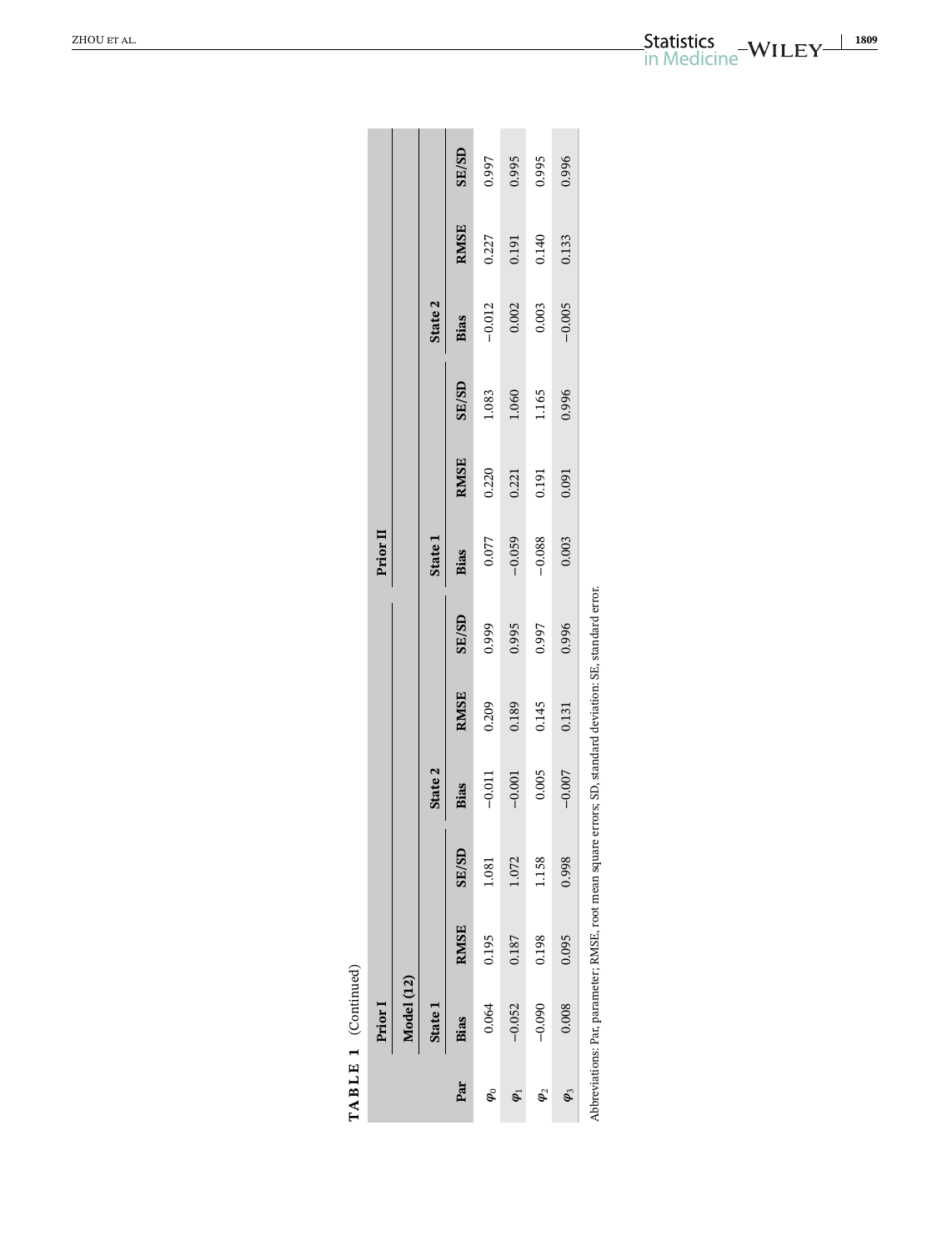**TABLE 1** (Continued)

| | Prior I | | | | | | Prior II | | | | | |
|---|---|---|---|---|---|---|---|---|---|---|---|---|
| | Model (12) | | | | | | | | | | | |
| | State 1 | | | State 2 | | | State 1 | | | State 2 | | |
| Par | Bias | RMSE | SE/SD | Bias | RMSE | SE/SD | Bias | RMSE | SE/SD | Bias | RMSE | SE/SD |
| $\varphi_0$ | 0.064 | 0.195 | 1.081 | −0.011 | 0.209 | 0.999 | 0.077 | 0.220 | 1.083 | −0.012 | 0.227 | 0.997 |
| $\varphi_1$ | −0.052 | 0.187 | 1.072 | −0.001 | 0.189 | 0.995 | −0.059 | 0.221 | 1.060 | 0.002 | 0.191 | 0.995 |
| $\varphi_2$ | −0.090 | 0.198 | 1.158 | 0.005 | 0.145 | 0.997 | −0.088 | 0.191 | 1.165 | 0.003 | 0.140 | 0.995 |
| $\varphi_3$ | 0.008 | 0.095 | 0.998 | −0.007 | 0.131 | 0.996 | 0.003 | 0.091 | 0.996 | −0.005 | 0.133 | 0.996 |

Abbreviations: Par, parameter; RMSE, root mean square errors; SD, standard deviation; SE, standard error.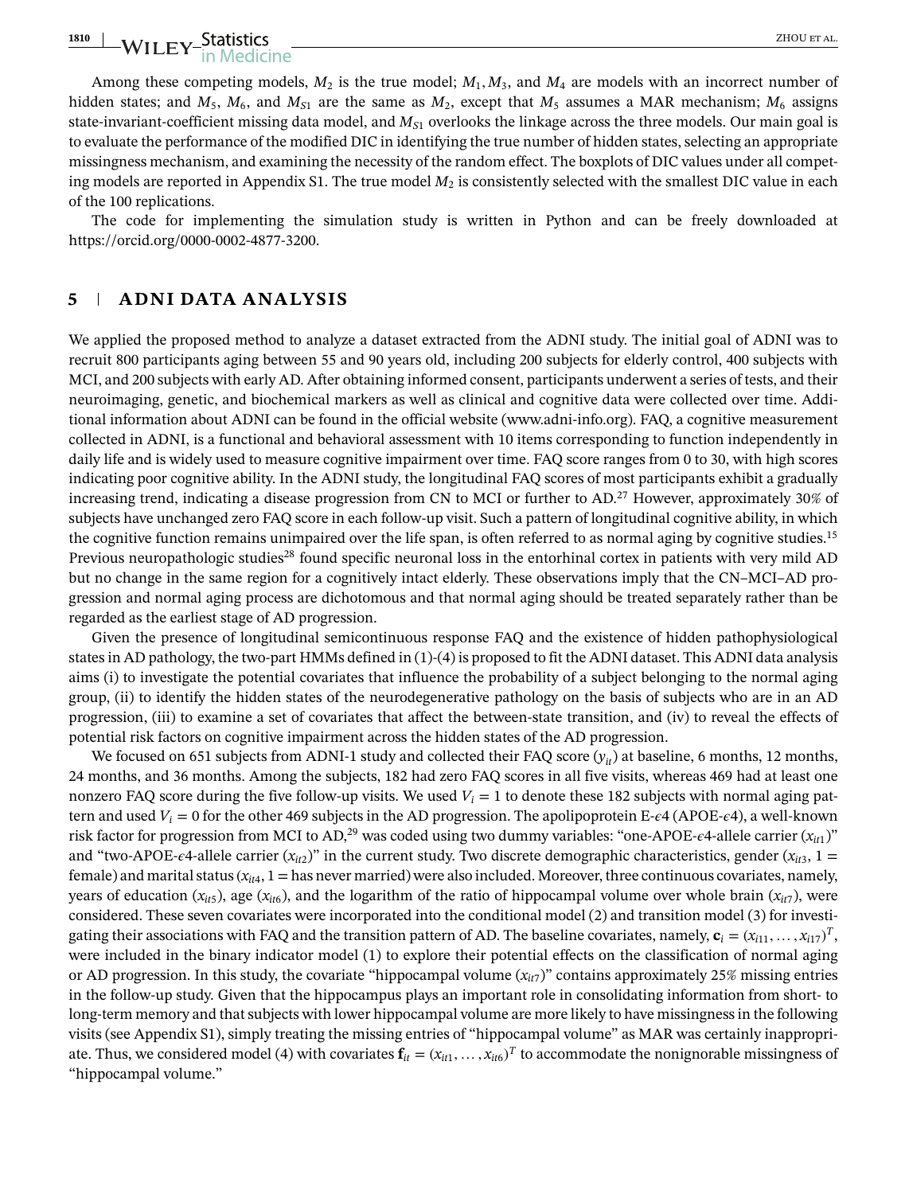Among these competing models, $M_2$ is the true model; $M_1, M_3$, and $M_4$ are models with an incorrect number of hidden states; and $M_5$, $M_6$, and $M_{S1}$ are the same as $M_2$, except that $M_5$ assumes a MAR mechanism; $M_6$ assigns state-invariant-coefficient missing data model, and $M_{S1}$ overlooks the linkage across the three models. Our main goal is to evaluate the performance of the modified DIC in identifying the true number of hidden states, selecting an appropriate missingness mechanism, and examining the necessity of the random effect. The boxplots of DIC values under all competing models are reported in Appendix S1. The true model $M_2$ is consistently selected with the smallest DIC value in each of the 100 replications.

The code for implementing the simulation study is written in Python and can be freely downloaded at https://orcid.org/0000-0002-4877-3200.

## 5 | ADNI DATA ANALYSIS

We applied the proposed method to analyze a dataset extracted from the ADNI study. The initial goal of ADNI was to recruit 800 participants aging between 55 and 90 years old, including 200 subjects for elderly control, 400 subjects with MCI, and 200 subjects with early AD. After obtaining informed consent, participants underwent a series of tests, and their neuroimaging, genetic, and biochemical markers as well as clinical and cognitive data were collected over time. Additional information about ADNI can be found in the official website (www.adni-info.org). FAQ, a cognitive measurement collected in ADNI, is a functional and behavioral assessment with 10 items corresponding to function independently in daily life and is widely used to measure cognitive impairment over time. FAQ score ranges from 0 to 30, with high scores indicating poor cognitive ability. In the ADNI study, the longitudinal FAQ scores of most participants exhibit a gradually increasing trend, indicating a disease progression from CN to MCI or further to AD.[27] However, approximately 30% of subjects have unchanged zero FAQ score in each follow-up visit. Such a pattern of longitudinal cognitive ability, in which the cognitive function remains unimpaired over the life span, is often referred to as normal aging by cognitive studies.[15] Previous neuropathologic studies[28] found specific neuronal loss in the entorhinal cortex in patients with very mild AD but no change in the same region for a cognitively intact elderly. These observations imply that the CN–MCI–AD progression and normal aging process are dichotomous and that normal aging should be treated separately rather than be regarded as the earliest stage of AD progression.

Given the presence of longitudinal semicontinuous response FAQ and the existence of hidden pathophysiological states in AD pathology, the two-part HMMs defined in (1)-(4) is proposed to fit the ADNI dataset. This ADNI data analysis aims (i) to investigate the potential covariates that influence the probability of a subject belonging to the normal aging group, (ii) to identify the hidden states of the neurodegenerative pathology on the basis of subjects who are in an AD progression, (iii) to examine a set of covariates that affect the between-state transition, and (iv) to reveal the effects of potential risk factors on cognitive impairment across the hidden states of the AD progression.

We focused on 651 subjects from ADNI-1 study and collected their FAQ score ($y_{it}$) at baseline, 6 months, 12 months, 24 months, and 36 months. Among the subjects, 182 had zero FAQ scores in all five visits, whereas 469 had at least one nonzero FAQ score during the five follow-up visits. We used $V_i = 1$ to denote these 182 subjects with normal aging pattern and used $V_i = 0$ for the other 469 subjects in the AD progression. The apolipoprotein E-$\epsilon$4 (APOE-$\epsilon$4), a well-known risk factor for progression from MCI to AD,[29] was coded using two dummy variables: "one-APOE-$\epsilon$4-allele carrier ($x_{it1}$)" and "two-APOE-$\epsilon$4-allele carrier ($x_{it2}$)" in the current study. Two discrete demographic characteristics, gender ($x_{it3}$, 1 = female) and marital status ($x_{it4}$, 1 = has never married) were also included. Moreover, three continuous covariates, namely, years of education ($x_{it5}$), age ($x_{it6}$), and the logarithm of the ratio of hippocampal volume over whole brain ($x_{it7}$), were considered. These seven covariates were incorporated into the conditional model (2) and transition model (3) for investigating their associations with FAQ and the transition pattern of AD. The baseline covariates, namely, $\mathbf{c}_i = (x_{i11}, \ldots, x_{i17})^T$, were included in the binary indicator model (1) to explore their potential effects on the classification of normal aging or AD progression. In this study, the covariate "hippocampal volume ($x_{it7}$)" contains approximately 25% missing entries in the follow-up study. Given that the hippocampus plays an important role in consolidating information from short- to long-term memory and that subjects with lower hippocampal volume are more likely to have missingness in the following visits (see Appendix S1), simply treating the missing entries of "hippocampal volume" as MAR was certainly inappropriate. Thus, we considered model (4) with covariates $\mathbf{f}_{it} = (x_{it1}, \ldots, x_{it6})^T$ to accommodate the nonignorable missingness of "hippocampal volume."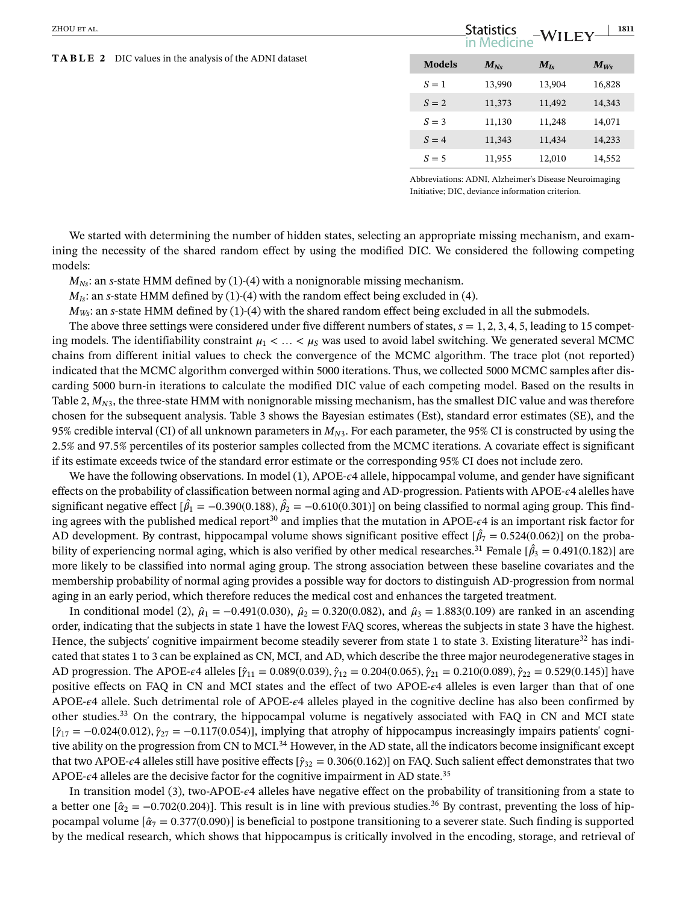**TABLE 2** DIC values in the analysis of the ADNI dataset

| Models | $M_{Ns}$ | $M_{Is}$ | $M_{Ws}$ |
|---|---|---|---|
| $S = 1$ | 13,990 | 13,904 | 16,828 |
| $S = 2$ | 11,373 | 11,492 | 14,343 |
| $S = 3$ | 11,130 | 11,248 | 14,071 |
| $S = 4$ | 11,343 | 11,434 | 14,233 |
| $S = 5$ | 11,955 | 12,010 | 14,552 |

Abbreviations: ADNI, Alzheimer's Disease Neuroimaging Initiative; DIC, deviance information criterion.

We started with determining the number of hidden states, selecting an appropriate missing mechanism, and examining the necessity of the shared random effect by using the modified DIC. We considered the following competing models:

$M_{Ns}$: an $s$-state HMM defined by (1)-(4) with a nonignorable missing mechanism.

$M_{Is}$: an $s$-state HMM defined by (1)-(4) with the random effect being excluded in (4).

$M_{Ws}$: an $s$-state HMM defined by (1)-(4) with the shared random effect being excluded in all the submodels.

The above three settings were considered under five different numbers of states, $s = 1, 2, 3, 4, 5$, leading to 15 competing models. The identifiability constraint $\mu_1 < \ldots < \mu_S$ was used to avoid label switching. We generated several MCMC chains from different initial values to check the convergence of the MCMC algorithm. The trace plot (not reported) indicated that the MCMC algorithm converged within 5000 iterations. Thus, we collected 5000 MCMC samples after discarding 5000 burn-in iterations to calculate the modified DIC value of each competing model. Based on the results in Table 2, $M_{N3}$, the three-state HMM with nonignorable missing mechanism, has the smallest DIC value and was therefore chosen for the subsequent analysis. Table 3 shows the Bayesian estimates (Est), standard error estimates (SE), and the 95% credible interval (CI) of all unknown parameters in $M_{N3}$. For each parameter, the 95% CI is constructed by using the 2.5% and 97.5% percentiles of its posterior samples collected from the MCMC iterations. A covariate effect is significant if its estimate exceeds twice of the standard error estimate or the corresponding 95% CI does not include zero.

We have the following observations. In model (1), APOE-$\epsilon$4 allele, hippocampal volume, and gender have significant effects on the probability of classification between normal aging and AD-progression. Patients with APOE-$\epsilon$4 alelles have significant negative effect [$\hat{\beta}_1 = -0.390(0.188)$, $\hat{\beta}_2 = -0.610(0.301)$] on being classified to normal aging group. This finding agrees with the published medical report[30] and implies that the mutation in APOE-$\epsilon$4 is an important risk factor for AD development. By contrast, hippocampal volume shows significant positive effect [$\hat{\beta}_7 = 0.524(0.062)$] on the probability of experiencing normal aging, which is also verified by other medical researches.[31] Female [$\hat{\beta}_3 = 0.491(0.182)$] are more likely to be classified into normal aging group. The strong association between these baseline covariates and the membership probability of normal aging provides a possible way for doctors to distinguish AD-progression from normal aging in an early period, which therefore reduces the medical cost and enhances the targeted treatment.

In conditional model (2), $\hat{\mu}_1 = -0.491(0.030)$, $\hat{\mu}_2 = 0.320(0.082)$, and $\hat{\mu}_3 = 1.883(0.109)$ are ranked in an ascending order, indicating that the subjects in state 1 have the lowest FAQ scores, whereas the subjects in state 3 have the highest. Hence, the subjects' cognitive impairment become steadily severer from state 1 to state 3. Existing literature[32] has indicated that states 1 to 3 can be explained as CN, MCI, and AD, which describe the three major neurodegenerative stages in AD progression. The APOE-$\epsilon$4 alleles [$\hat{\gamma}_{11} = 0.089(0.039)$, $\hat{\gamma}_{12} = 0.204(0.065)$, $\hat{\gamma}_{21} = 0.210(0.089)$, $\hat{\gamma}_{22} = 0.529(0.145)$] have positive effects on FAQ in CN and MCI states and the effect of two APOE-$\epsilon$4 alleles is even larger than that of one APOE-$\epsilon$4 allele. Such detrimental role of APOE-$\epsilon$4 alleles played in the cognitive decline has also been confirmed by other studies.[33] On the contrary, the hippocampal volume is negatively associated with FAQ in CN and MCI state [$\hat{\gamma}_{17} = -0.024(0.012)$, $\hat{\gamma}_{27} = -0.117(0.054)$], implying that atrophy of hippocampus increasingly impairs patients' cognitive ability on the progression from CN to MCI.[34] However, in the AD state, all the indicators become insignificant except that two APOE-$\epsilon$4 alleles still have positive effects [$\hat{\gamma}_{32} = 0.306(0.162)$] on FAQ. Such salient effect demonstrates that two APOE-$\epsilon$4 alleles are the decisive factor for the cognitive impairment in AD state.[35]

In transition model (3), two-APOE-$\epsilon$4 alleles have negative effect on the probability of transitioning from a state to a better one [$\hat{\alpha}_2 = -0.702(0.204)$]. This result is in line with previous studies.[36] By contrast, preventing the loss of hippocampal volume [$\hat{\alpha}_7 = 0.377(0.090)$] is beneficial to postpone transitioning to a severer state. Such finding is supported by the medical research, which shows that hippocampus is critically involved in the encoding, storage, and retrieval of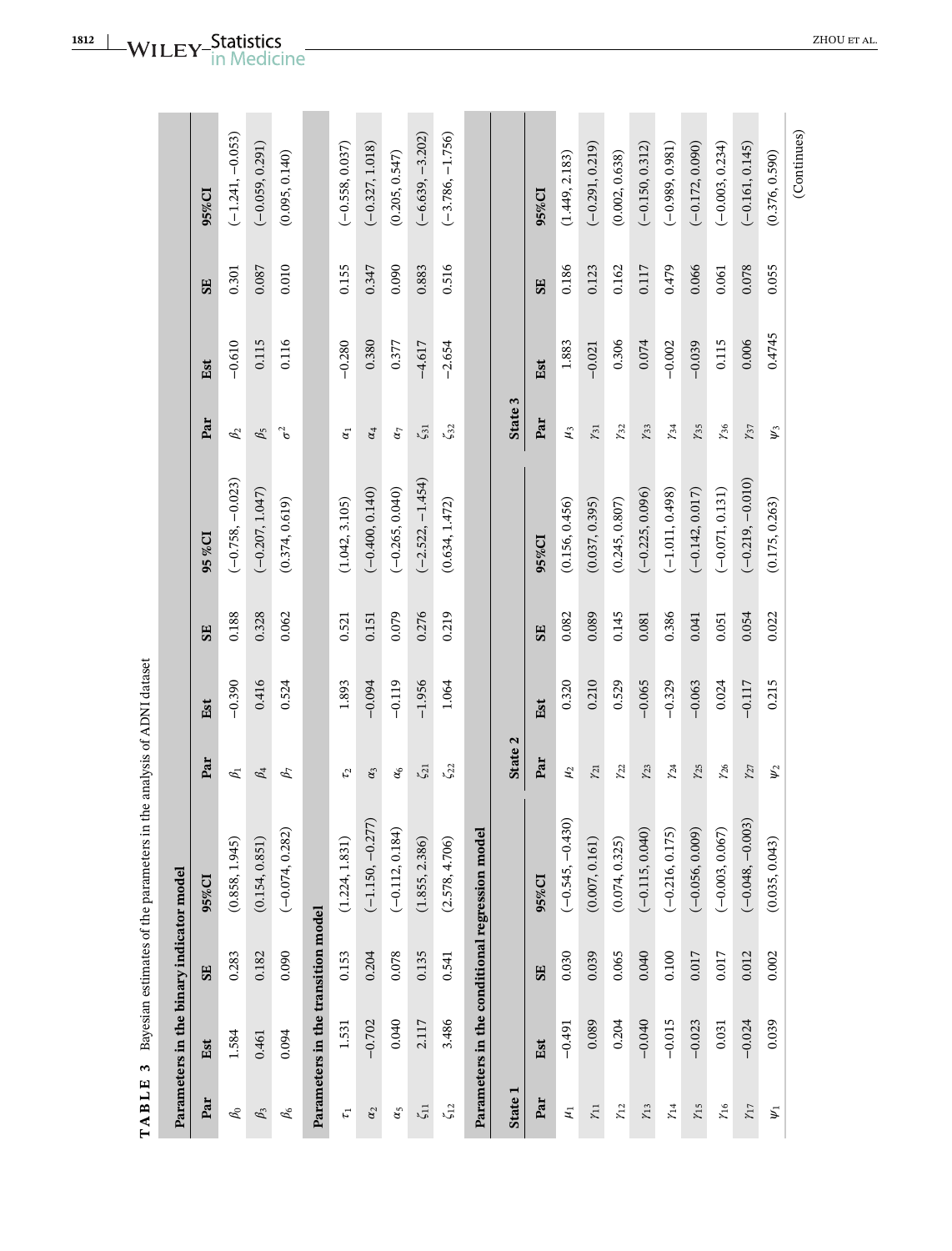**TABLE 3** Bayesian estimates of the parameters in the analysis of ADNI dataset

| Par | Est | SE | 95%CI | Par | Est | SE | 95 %CI | Par | Est | SE | 95%CI |
|---|---|---|---|---|---|---|---|---|---|---|---|
| **Parameters in the binary indicator model** | | | | | | | | | | | |
| $\beta_0$ | 1.584 | 0.283 | (0.858, 1.945) | $\beta_1$ | −0.390 | 0.188 | (−0.758, −0.023) | $\beta_2$ | −0.610 | 0.301 | (−1.241, −0.053) |
| $\beta_3$ | 0.461 | 0.182 | (0.154, 0.851) | $\beta_4$ | 0.416 | 0.328 | (−0.207, 1.047) | $\beta_5$ | 0.115 | 0.087 | (−0.059, 0.291) |
| $\beta_6$ | 0.094 | 0.090 | (−0.074, 0.282) | $\beta_7$ | 0.524 | 0.062 | (0.374, 0.619) | $\sigma^2$ | 0.116 | 0.010 | (0.095, 0.140) |
| **Parameters in the transition model** | | | | | | | | | | | |
| $\tau_1$ | 1.531 | 0.153 | (1.224, 1.831) | $\tau_2$ | 1.893 | 0.521 | (1.042, 3.105) | $\alpha_1$ | −0.280 | 0.155 | (−0.558, 0.037) |
| $\alpha_2$ | −0.702 | 0.204 | (−1.150, −0.277) | $\alpha_3$ | −0.094 | 0.151 | (−0.400, 0.140) | $\alpha_4$ | 0.380 | 0.347 | (−0.327, 1.018) |
| $\alpha_5$ | 0.040 | 0.078 | (−0.112, 0.184) | $\alpha_6$ | −0.119 | 0.079 | (−0.265, 0.040) | $\alpha_7$ | 0.377 | 0.090 | (0.205, 0.547) |
| $\zeta_{11}$ | 2.117 | 0.135 | (1.855, 2.386) | $\zeta_{21}$ | −1.956 | 0.276 | (−2.522, −1.454) | $\zeta_{31}$ | −4.617 | 0.883 | (−6.639, −3.202) |
| $\zeta_{12}$ | 3.486 | 0.541 | (2.578, 4.706) | $\zeta_{22}$ | 1.064 | 0.219 | (0.634, 1.472) | $\zeta_{32}$ | −2.654 | 0.516 | (−3.786, −1.756) |
| **Parameters in the conditional regression model** | | | | | | | | | | | |
| **State 1** | | | | **State 2** | | | | **State 3** | | | |
| **Par** | **Est** | **SE** | **95%CI** | **Par** | **Est** | **SE** | **95%CI** | **Par** | **Est** | **SE** | **95%CI** |
| $\mu_1$ | −0.491 | 0.030 | (−0.545, −0.430) | $\mu_2$ | 0.320 | 0.082 | (0.156, 0.456) | $\mu_3$ | 1.883 | 0.186 | (1.449, 2.183) |
| $\gamma_{11}$ | 0.089 | 0.039 | (0.007, 0.161) | $\gamma_{21}$ | 0.210 | 0.089 | (0.037, 0.395) | $\gamma_{31}$ | −0.021 | 0.123 | (−0.291, 0.219) |
| $\gamma_{12}$ | 0.204 | 0.065 | (0.074, 0.325) | $\gamma_{22}$ | 0.529 | 0.145 | (0.245, 0.807) | $\gamma_{32}$ | 0.306 | 0.162 | (0.002, 0.638) |
| $\gamma_{13}$ | −0.040 | 0.040 | (−0.115, 0.040) | $\gamma_{23}$ | −0.065 | 0.081 | (−0.225, 0.096) | $\gamma_{33}$ | 0.074 | 0.117 | (−0.150, 0.312) |
| $\gamma_{14}$ | −0.015 | 0.100 | (−0.216, 0.175) | $\gamma_{24}$ | −0.329 | 0.386 | (−1.011, 0.498) | $\gamma_{34}$ | −0.002 | 0.479 | (−0.989, 0.981) |
| $\gamma_{15}$ | −0.023 | 0.017 | (−0.056, 0.009) | $\gamma_{25}$ | −0.063 | 0.041 | (−0.142, 0.017) | $\gamma_{35}$ | −0.039 | 0.066 | (−0.172, 0.090) |
| $\gamma_{16}$ | 0.031 | 0.017 | (−0.003, 0.067) | $\gamma_{26}$ | 0.024 | 0.051 | (−0.071, 0.131) | $\gamma_{36}$ | 0.115 | 0.061 | (−0.003, 0.234) |
| $\gamma_{17}$ | −0.024 | 0.012 | (−0.048, −0.003) | $\gamma_{27}$ | −0.117 | 0.054 | (−0.219, −0.010) | $\gamma_{37}$ | 0.006 | 0.078 | (−0.161, 0.145) |
| $\psi_1$ | 0.039 | 0.002 | (0.035, 0.043) | $\psi_2$ | 0.215 | 0.022 | (0.175, 0.263) | $\psi_3$ | 0.4745 | 0.055 | (0.376, 0.590) |

(Continues)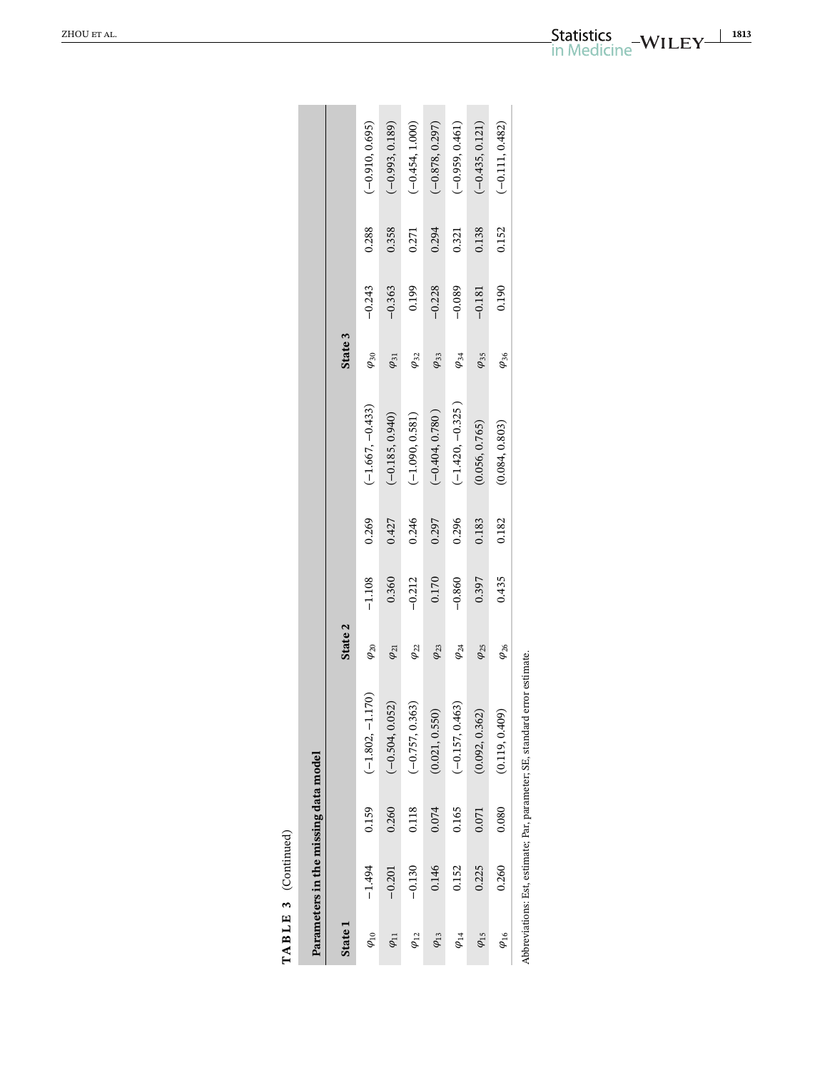**TABLE 3** (Continued)

| Parameters in the missing data model | | | | | | | | | | | |
|---|---|---|---|---|---|---|---|---|---|---|---|
| State 1 | | | | State 2 | | | | State 3 | | | |
| $\varphi_{10}$ | −1.494 | 0.159 | (−1.802, −1.170) | $\varphi_{20}$ | −1.108 | 0.269 | (−1.667, −0.433) | $\varphi_{30}$ | −0.243 | 0.288 | (−0.910, 0.695) |
| $\varphi_{11}$ | −0.201 | 0.260 | (−0.504, 0.052) | $\varphi_{21}$ | 0.360 | 0.427 | (−0.185, 0.940) | $\varphi_{31}$ | −0.363 | 0.358 | (−0.993, 0.189) |
| $\varphi_{12}$ | −0.130 | 0.118 | (−0.757, 0.363) | $\varphi_{22}$ | −0.212 | 0.246 | (−1.090, 0.581) | $\varphi_{32}$ | 0.199 | 0.271 | (−0.454, 1.000) |
| $\varphi_{13}$ | 0.146 | 0.074 | (0.021, 0.550) | $\varphi_{23}$ | 0.170 | 0.297 | (−0.404, 0.780 ) | $\varphi_{33}$ | −0.228 | 0.294 | (−0.878, 0.297) |
| $\varphi_{14}$ | 0.152 | 0.165 | (−0.157, 0.463) | $\varphi_{24}$ | −0.860 | 0.296 | (−1.420, −0.325 ) | $\varphi_{34}$ | −0.089 | 0.321 | (−0.959, 0.461) |
| $\varphi_{15}$ | 0.225 | 0.071 | (0.092, 0.362) | $\varphi_{25}$ | 0.397 | 0.183 | (0.056, 0.765) | $\varphi_{35}$ | −0.181 | 0.138 | (−0.435, 0.121) |
| $\varphi_{16}$ | 0.260 | 0.080 | (0.119, 0.409) | $\varphi_{26}$ | 0.435 | 0.182 | (0.084, 0.803) | $\varphi_{36}$ | 0.190 | 0.152 | (−0.111, 0.482) |

Abbreviations: Est, estimate; Par, parameter; SE, standard error estimate.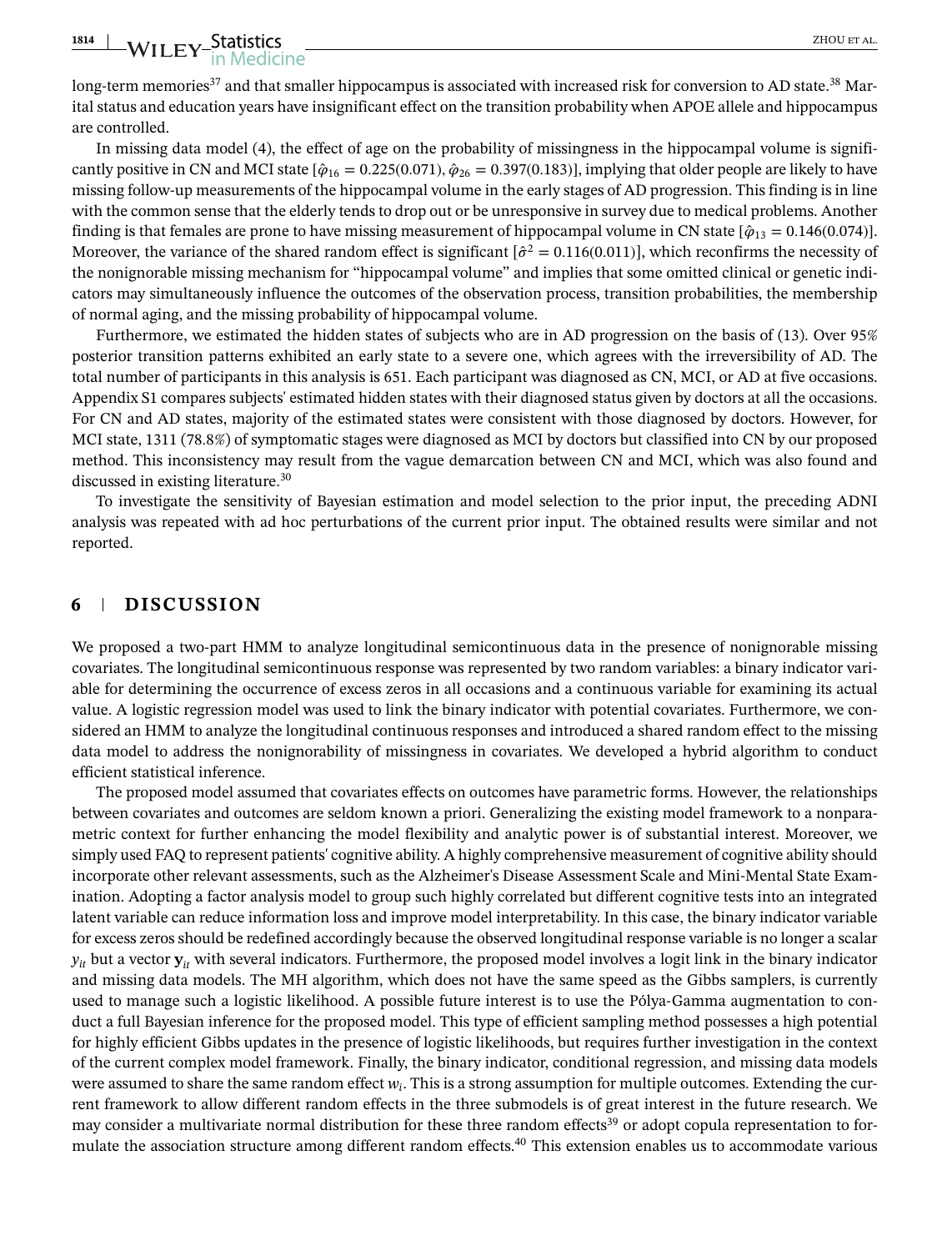long-term memories[37] and that smaller hippocampus is associated with increased risk for conversion to AD state.[38] Marital status and education years have insignificant effect on the transition probability when APOE allele and hippocampus are controlled.

In missing data model (4), the effect of age on the probability of missingness in the hippocampal volume is significantly positive in CN and MCI state [$\hat{\varphi}_{16} = 0.225(0.071)$, $\hat{\varphi}_{26} = 0.397(0.183)$], implying that older people are likely to have missing follow-up measurements of the hippocampal volume in the early stages of AD progression. This finding is in line with the common sense that the elderly tends to drop out or be unresponsive in survey due to medical problems. Another finding is that females are prone to have missing measurement of hippocampal volume in CN state [$\hat{\varphi}_{13} = 0.146(0.074)$]. Moreover, the variance of the shared random effect is significant [$\hat{\sigma}^2 = 0.116(0.011)$], which reconfirms the necessity of the nonignorable missing mechanism for "hippocampal volume" and implies that some omitted clinical or genetic indicators may simultaneously influence the outcomes of the observation process, transition probabilities, the membership of normal aging, and the missing probability of hippocampal volume.

Furthermore, we estimated the hidden states of subjects who are in AD progression on the basis of (13). Over 95% posterior transition patterns exhibited an early state to a severe one, which agrees with the irreversibility of AD. The total number of participants in this analysis is 651. Each participant was diagnosed as CN, MCI, or AD at five occasions. Appendix S1 compares subjects' estimated hidden states with their diagnosed status given by doctors at all the occasions. For CN and AD states, majority of the estimated states were consistent with those diagnosed by doctors. However, for MCI state, 1311 (78.8%) of symptomatic stages were diagnosed as MCI by doctors but classified into CN by our proposed method. This inconsistency may result from the vague demarcation between CN and MCI, which was also found and discussed in existing literature.[30]

To investigate the sensitivity of Bayesian estimation and model selection to the prior input, the preceding ADNI analysis was repeated with ad hoc perturbations of the current prior input. The obtained results were similar and not reported.

## 6 | DISCUSSION

We proposed a two-part HMM to analyze longitudinal semicontinuous data in the presence of nonignorable missing covariates. The longitudinal semicontinuous response was represented by two random variables: a binary indicator variable for determining the occurrence of excess zeros in all occasions and a continuous variable for examining its actual value. A logistic regression model was used to link the binary indicator with potential covariates. Furthermore, we considered an HMM to analyze the longitudinal continuous responses and introduced a shared random effect to the missing data model to address the nonignorability of missingness in covariates. We developed a hybrid algorithm to conduct efficient statistical inference.

The proposed model assumed that covariates effects on outcomes have parametric forms. However, the relationships between covariates and outcomes are seldom known a priori. Generalizing the existing model framework to a nonparametric context for further enhancing the model flexibility and analytic power is of substantial interest. Moreover, we simply used FAQ to represent patients' cognitive ability. A highly comprehensive measurement of cognitive ability should incorporate other relevant assessments, such as the Alzheimer's Disease Assessment Scale and Mini-Mental State Examination. Adopting a factor analysis model to group such highly correlated but different cognitive tests into an integrated latent variable can reduce information loss and improve model interpretability. In this case, the binary indicator variable for excess zeros should be redefined accordingly because the observed longitudinal response variable is no longer a scalar $y_{it}$ but a vector $\mathbf{y}_{it}$ with several indicators. Furthermore, the proposed model involves a logit link in the binary indicator and missing data models. The MH algorithm, which does not have the same speed as the Gibbs samplers, is currently used to manage such a logistic likelihood. A possible future interest is to use the Pólya-Gamma augmentation to conduct a full Bayesian inference for the proposed model. This type of efficient sampling method possesses a high potential for highly efficient Gibbs updates in the presence of logistic likelihoods, but requires further investigation in the context of the current complex model framework. Finally, the binary indicator, conditional regression, and missing data models were assumed to share the same random effect $w_i$. This is a strong assumption for multiple outcomes. Extending the current framework to allow different random effects in the three submodels is of great interest in the future research. We may consider a multivariate normal distribution for these three random effects[39] or adopt copula representation to formulate the association structure among different random effects.[40] This extension enables us to accommodate various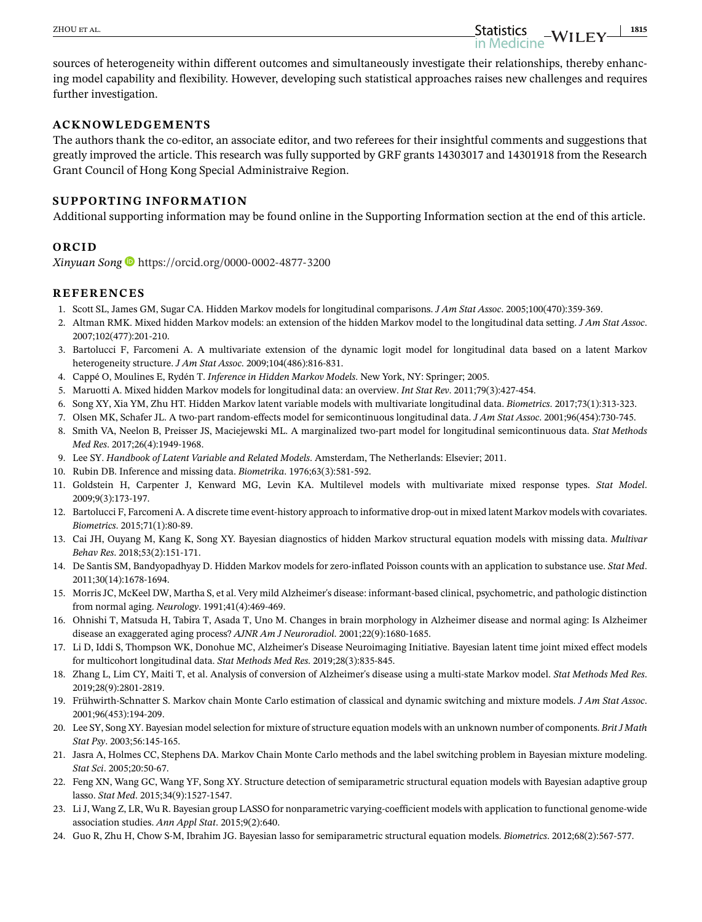sources of heterogeneity within different outcomes and simultaneously investigate their relationships, thereby enhancing model capability and flexibility. However, developing such statistical approaches raises new challenges and requires further investigation.

## ACKNOWLEDGEMENTS

The authors thank the co-editor, an associate editor, and two referees for their insightful comments and suggestions that greatly improved the article. This research was fully supported by GRF grants 14303017 and 14301918 from the Research Grant Council of Hong Kong Special Administraive Region.

## SUPPORTING INFORMATION

Additional supporting information may be found online in the Supporting Information section at the end of this article.

## ORCID

*Xinyuan Song* https://orcid.org/0000-0002-4877-3200

## REFERENCES

1. Scott SL, James GM, Sugar CA. Hidden Markov models for longitudinal comparisons. *J Am Stat Assoc*. 2005;100(470):359-369.
2. Altman RMK. Mixed hidden Markov models: an extension of the hidden Markov model to the longitudinal data setting. *J Am Stat Assoc*. 2007;102(477):201-210.
3. Bartolucci F, Farcomeni A. A multivariate extension of the dynamic logit model for longitudinal data based on a latent Markov heterogeneity structure. *J Am Stat Assoc*. 2009;104(486):816-831.
4. Cappé O, Moulines E, Rydén T. *Inference in Hidden Markov Models*. New York, NY: Springer; 2005.
5. Maruotti A. Mixed hidden Markov models for longitudinal data: an overview. *Int Stat Rev*. 2011;79(3):427-454.
6. Song XY, Xia YM, Zhu HT. Hidden Markov latent variable models with multivariate longitudinal data. *Biometrics*. 2017;73(1):313-323.
7. Olsen MK, Schafer JL. A two-part random-effects model for semicontinuous longitudinal data. *J Am Stat Assoc*. 2001;96(454):730-745.
8. Smith VA, Neelon B, Preisser JS, Maciejewski ML. A marginalized two-part model for longitudinal semicontinuous data. *Stat Methods Med Res*. 2017;26(4):1949-1968.
9. Lee SY. *Handbook of Latent Variable and Related Models*. Amsterdam, The Netherlands: Elsevier; 2011.
10. Rubin DB. Inference and missing data. *Biometrika*. 1976;63(3):581-592.
11. Goldstein H, Carpenter J, Kenward MG, Levin KA. Multilevel models with multivariate mixed response types. *Stat Model*. 2009;9(3):173-197.
12. Bartolucci F, Farcomeni A. A discrete time event-history approach to informative drop-out in mixed latent Markov models with covariates. *Biometrics*. 2015;71(1):80-89.
13. Cai JH, Ouyang M, Kang K, Song XY. Bayesian diagnostics of hidden Markov structural equation models with missing data. *Multivar Behav Res*. 2018;53(2):151-171.
14. De Santis SM, Bandyopadhyay D. Hidden Markov models for zero-inflated Poisson counts with an application to substance use. *Stat Med*. 2011;30(14):1678-1694.
15. Morris JC, McKeel DW, Martha S, et al. Very mild Alzheimer's disease: informant-based clinical, psychometric, and pathologic distinction from normal aging. *Neurology*. 1991;41(4):469-469.
16. Ohnishi T, Matsuda H, Tabira T, Asada T, Uno M. Changes in brain morphology in Alzheimer disease and normal aging: Is Alzheimer disease an exaggerated aging process? *AJNR Am J Neuroradiol*. 2001;22(9):1680-1685.
17. Li D, Iddi S, Thompson WK, Donohue MC, Alzheimer's Disease Neuroimaging Initiative. Bayesian latent time joint mixed effect models for multicohort longitudinal data. *Stat Methods Med Res*. 2019;28(3):835-845.
18. Zhang L, Lim CY, Maiti T, et al. Analysis of conversion of Alzheimer's disease using a multi-state Markov model. *Stat Methods Med Res*. 2019;28(9):2801-2819.
19. Frühwirth-Schnatter S. Markov chain Monte Carlo estimation of classical and dynamic switching and mixture models. *J Am Stat Assoc*. 2001;96(453):194-209.
20. Lee SY, Song XY. Bayesian model selection for mixture of structure equation models with an unknown number of components. *Brit J Math Stat Psy*. 2003;56:145-165.
21. Jasra A, Holmes CC, Stephens DA. Markov Chain Monte Carlo methods and the label switching problem in Bayesian mixture modeling. *Stat Sci*. 2005;20:50-67.
22. Feng XN, Wang GC, Wang YF, Song XY. Structure detection of semiparametric structural equation models with Bayesian adaptive group lasso. *Stat Med*. 2015;34(9):1527-1547.
23. Li J, Wang Z, LR, Wu R. Bayesian group LASSO for nonparametric varying-coefficient models with application to functional genome-wide association studies. *Ann Appl Stat*. 2015;9(2):640.
24. Guo R, Zhu H, Chow S-M, Ibrahim JG. Bayesian lasso for semiparametric structural equation models. *Biometrics*. 2012;68(2):567-577.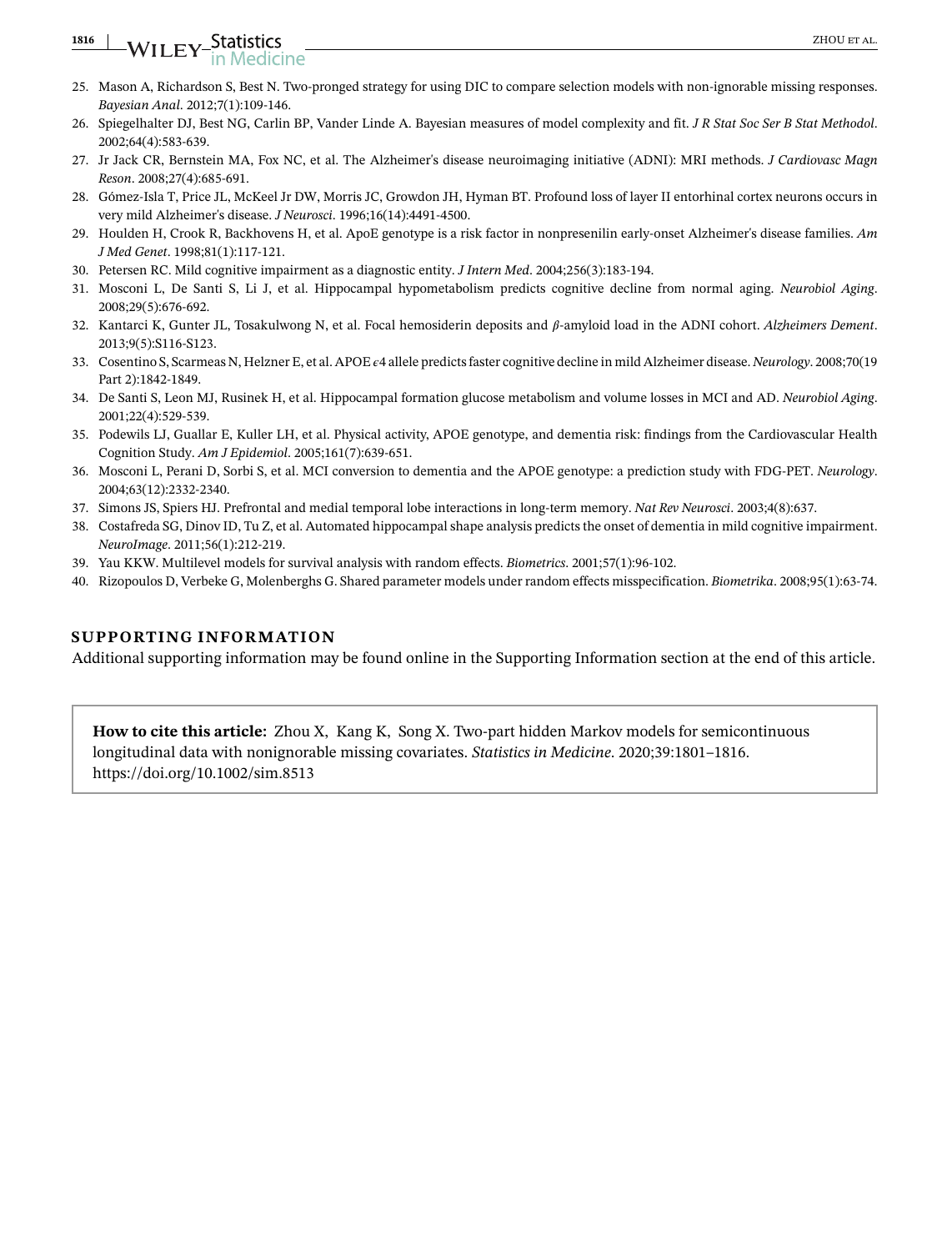25. Mason A, Richardson S, Best N. Two-pronged strategy for using DIC to compare selection models with non-ignorable missing responses. *Bayesian Anal*. 2012;7(1):109-146.
26. Spiegelhalter DJ, Best NG, Carlin BP, Vander Linde A. Bayesian measures of model complexity and fit. *J R Stat Soc Ser B Stat Methodol*. 2002;64(4):583-639.
27. Jr Jack CR, Bernstein MA, Fox NC, et al. The Alzheimer's disease neuroimaging initiative (ADNI): MRI methods. *J Cardiovasc Magn Reson*. 2008;27(4):685-691.
28. Gómez-Isla T, Price JL, McKeel Jr DW, Morris JC, Growdon JH, Hyman BT. Profound loss of layer II entorhinal cortex neurons occurs in very mild Alzheimer's disease. *J Neurosci*. 1996;16(14):4491-4500.
29. Houlden H, Crook R, Backhovens H, et al. ApoE genotype is a risk factor in nonpresenilin early-onset Alzheimer's disease families. *Am J Med Genet*. 1998;81(1):117-121.
30. Petersen RC. Mild cognitive impairment as a diagnostic entity. *J Intern Med*. 2004;256(3):183-194.
31. Mosconi L, De Santi S, Li J, et al. Hippocampal hypometabolism predicts cognitive decline from normal aging. *Neurobiol Aging*. 2008;29(5):676-692.
32. Kantarci K, Gunter JL, Tosakulwong N, et al. Focal hemosiderin deposits and $\beta$-amyloid load in the ADNI cohort. *Alzheimers Dement*. 2013;9(5):S116-S123.
33. Cosentino S, Scarmeas N, Helzner E, et al. APOE $\epsilon$4 allele predicts faster cognitive decline in mild Alzheimer disease. *Neurology*. 2008;70(19 Part 2):1842-1849.
34. De Santi S, Leon MJ, Rusinek H, et al. Hippocampal formation glucose metabolism and volume losses in MCI and AD. *Neurobiol Aging*. 2001;22(4):529-539.
35. Podewils LJ, Guallar E, Kuller LH, et al. Physical activity, APOE genotype, and dementia risk: findings from the Cardiovascular Health Cognition Study. *Am J Epidemiol*. 2005;161(7):639-651.
36. Mosconi L, Perani D, Sorbi S, et al. MCI conversion to dementia and the APOE genotype: a prediction study with FDG-PET. *Neurology*. 2004;63(12):2332-2340.
37. Simons JS, Spiers HJ. Prefrontal and medial temporal lobe interactions in long-term memory. *Nat Rev Neurosci*. 2003;4(8):637.
38. Costafreda SG, Dinov ID, Tu Z, et al. Automated hippocampal shape analysis predicts the onset of dementia in mild cognitive impairment. *NeuroImage*. 2011;56(1):212-219.
39. Yau KKW. Multilevel models for survival analysis with random effects. *Biometrics*. 2001;57(1):96-102.
40. Rizopoulos D, Verbeke G, Molenberghs G. Shared parameter models under random effects misspecification. *Biometrika*. 2008;95(1):63-74.

## SUPPORTING INFORMATION

Additional supporting information may be found online in the Supporting Information section at the end of this article.

**How to cite this article:** Zhou X, Kang K, Song X. Two-part hidden Markov models for semicontinuous longitudinal data with nonignorable missing covariates. *Statistics in Medicine*. 2020;39:1801–1816. https://doi.org/10.1002/sim.8513